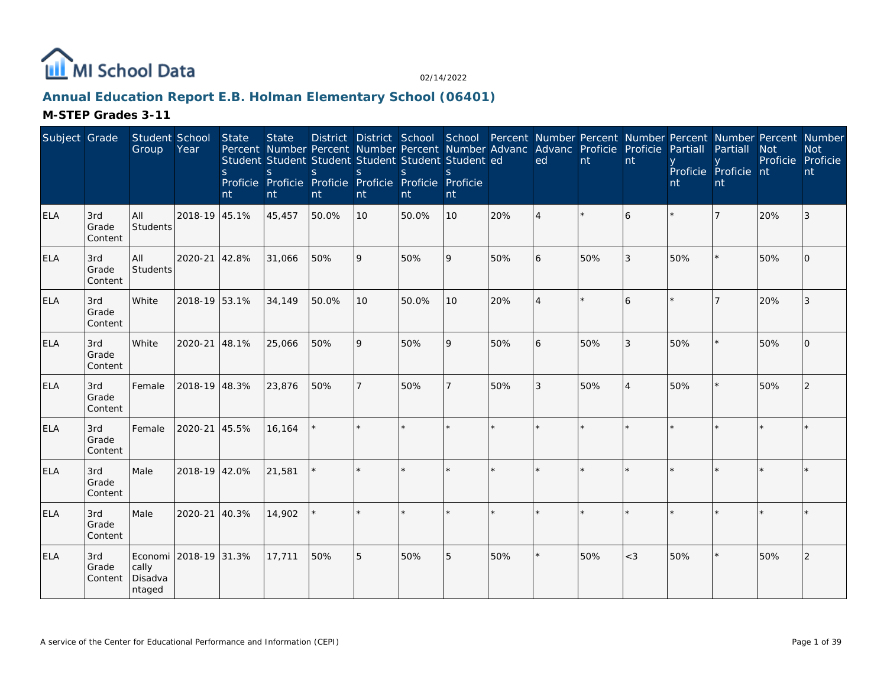# MI School Data

02/14/2022

## Annual Education Report E.B. Holman Elementary School (06401)

### M-STEP Grades 3-11

| Subject | Grade | Student Group | School Year | State Percent Students Proficient | State Number Students Proficient | District Percent Students Proficient | District Number Students Proficient | School Percent Students Proficient | School Number Students Proficient | Percent Advanced | Number Advanced | Percent Proficient | Number Proficient | Percent Partially Proficient | Number Partially Proficient | Percent Not Proficient | Number Not Proficient |
|---|---|---|---|---|---|---|---|---|---|---|---|---|---|---|---|---|---|
| ELA | 3rd Grade Content | All Students | 2018-19 | 45.1% | 45,457 | 50.0% | 10 | 50.0% | 10 | 20% | 4 | * | 6 | * | 7 | 20% | 3 |
| ELA | 3rd Grade Content | All Students | 2020-21 | 42.8% | 31,066 | 50% | 9 | 50% | 9 | 50% | 6 | 50% | 3 | 50% | * | 50% | 0 |
| ELA | 3rd Grade Content | White | 2018-19 | 53.1% | 34,149 | 50.0% | 10 | 50.0% | 10 | 20% | 4 | * | 6 | * | 7 | 20% | 3 |
| ELA | 3rd Grade Content | White | 2020-21 | 48.1% | 25,066 | 50% | 9 | 50% | 9 | 50% | 6 | 50% | 3 | 50% | * | 50% | 0 |
| ELA | 3rd Grade Content | Female | 2018-19 | 48.3% | 23,876 | 50% | 7 | 50% | 7 | 50% | 3 | 50% | 4 | 50% | * | 50% | 2 |
| ELA | 3rd Grade Content | Female | 2020-21 | 45.5% | 16,164 | * | * | * | * | * | * | * | * | * | * | * | * |
| ELA | 3rd Grade Content | Male | 2018-19 | 42.0% | 21,581 | * | * | * | * | * | * | * | * | * | * | * | * |
| ELA | 3rd Grade Content | Male | 2020-21 | 40.3% | 14,902 | * | * | * | * | * | * | * | * | * | * | * | * |
| ELA | 3rd Grade Content | Economically Disadvantaged | 2018-19 | 31.3% | 17,711 | 50% | 5 | 50% | 5 | 50% | * | 50% | <3 | 50% | * | 50% | 2 |

A service of the Center for Educational Performance and Information (CEPI)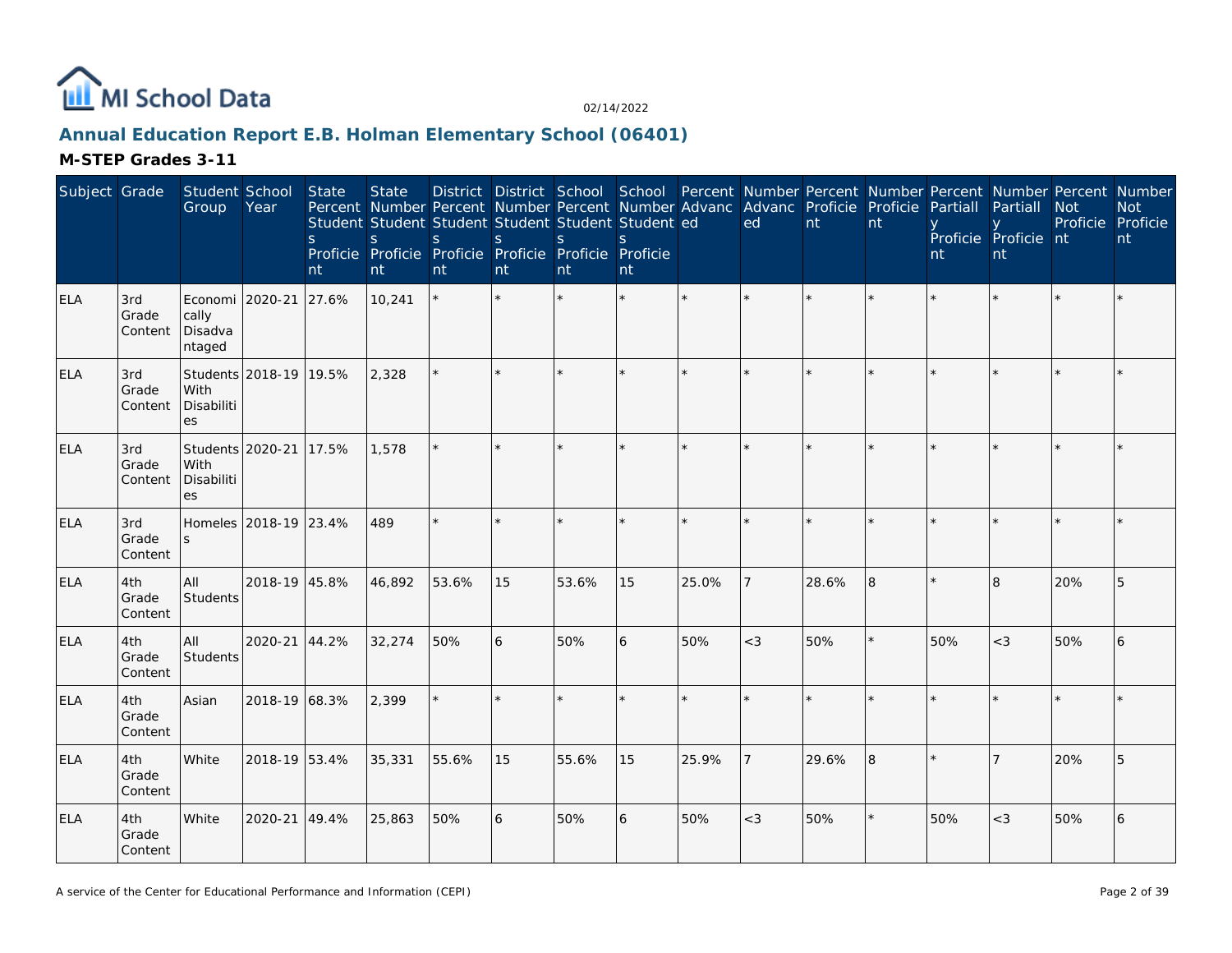## Annual Education Report E.B. Holman Elementary School (06401)

### M-STEP Grades 3-11

| Subject | Grade | Student Group | School Year | State Percent Students Proficient | State Number Students Proficient | District Percent Students Proficient | District Number Students Proficient | School Percent Students Proficient | School Number Students Proficient | Percent Advanced | Number Advanced | Percent Proficient | Number Proficient | Percent Partially Proficient | Number Partially Proficient | Percent Not Proficient | Number Not Proficient |
|---|---|---|---|---|---|---|---|---|---|---|---|---|---|---|---|---|---|
| ELA | 3rd Grade Content | Economically Disadvantaged | 2020-21 | 27.6% | 10,241 | * | * | * | * | * | * | * | * | * | * | * | * |
| ELA | 3rd Grade Content | Students With Disabilities | 2018-19 | 19.5% | 2,328 | * | * | * | * | * | * | * | * | * | * | * | * |
| ELA | 3rd Grade Content | Students With Disabilities | 2020-21 | 17.5% | 1,578 | * | * | * | * | * | * | * | * | * | * | * | * |
| ELA | 3rd Grade Content | Homeless | 2018-19 | 23.4% | 489 | * | * | * | * | * | * | * | * | * | * | * | * |
| ELA | 4th Grade Content | All Students | 2018-19 | 45.8% | 46,892 | 53.6% | 15 | 53.6% | 15 | 25.0% | 7 | 28.6% | 8 | * | 8 | 20% | 5 |
| ELA | 4th Grade Content | All Students | 2020-21 | 44.2% | 32,274 | 50% | 6 | 50% | 6 | 50% | <3 | 50% | * | 50% | <3 | 50% | 6 |
| ELA | 4th Grade Content | Asian | 2018-19 | 68.3% | 2,399 | * | * | * | * | * | * | * | * | * | * | * | * |
| ELA | 4th Grade Content | White | 2018-19 | 53.4% | 35,331 | 55.6% | 15 | 55.6% | 15 | 25.9% | 7 | 29.6% | 8 | * | 7 | 20% | 5 |
| ELA | 4th Grade Content | White | 2020-21 | 49.4% | 25,863 | 50% | 6 | 50% | 6 | 50% | <3 | 50% | * | 50% | <3 | 50% | 6 |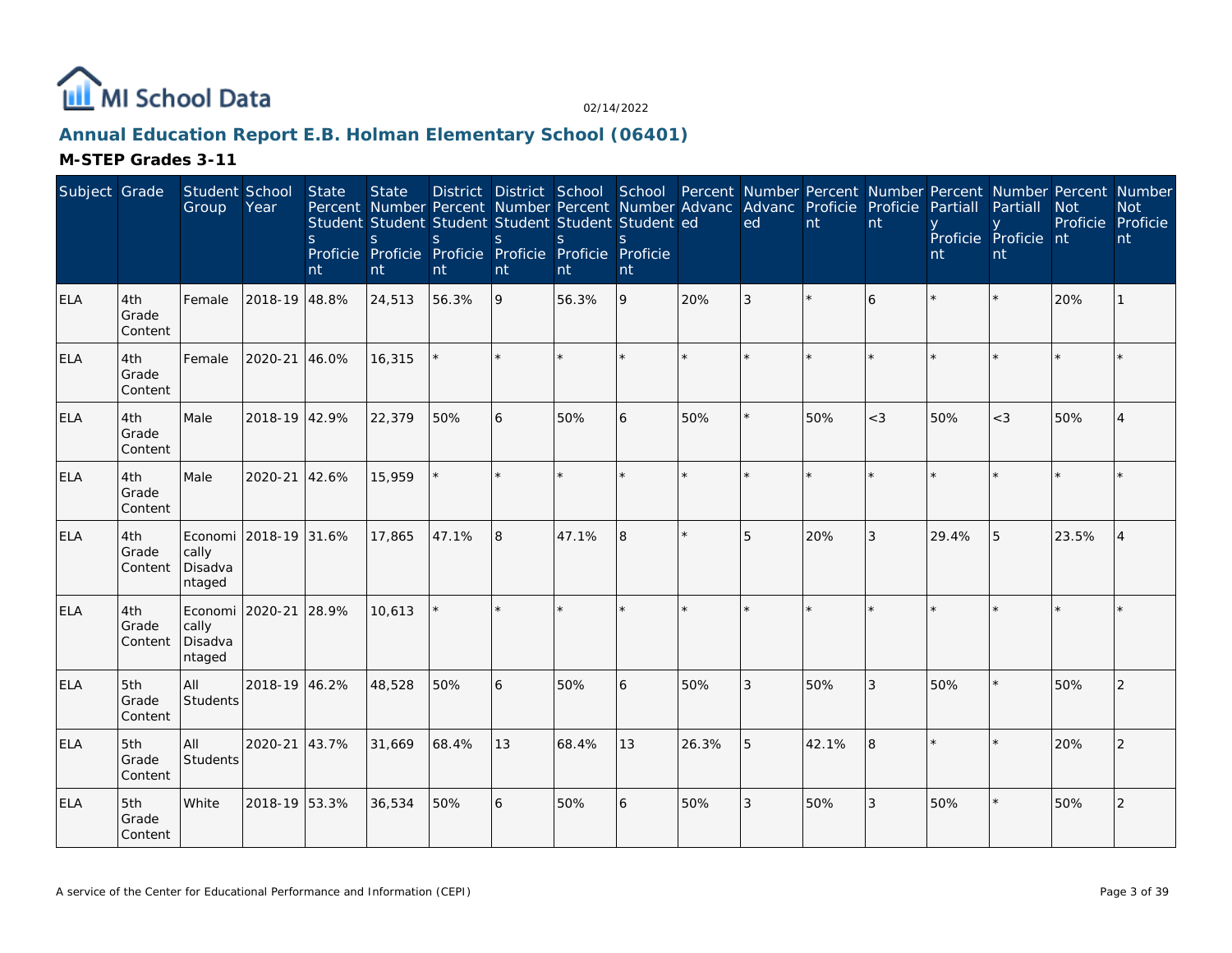MI School Data

02/14/2022

## Annual Education Report E.B. Holman Elementary School (06401)

### M-STEP Grades 3-11

| Subject | Grade | Student Group | School Year | State Percent Students Proficient | State Number Students Proficient | District Percent Students Proficient | District Number Students Proficient | School Percent Students Proficient | School Number Students Proficient | Percent Advanced | Number Advanced | Percent Proficient | Number Proficient | Percent Partially Proficient | Number Partially Proficient | Percent Not Proficient | Number Not Proficient |
|---|---|---|---|---|---|---|---|---|---|---|---|---|---|---|---|---|---|
| ELA | 4th Grade Content | Female | 2018-19 | 48.8% | 24,513 | 56.3% | 9 | 56.3% | 9 | 20% | 3 | * | 6 | * | * | 20% | 1 |
| ELA | 4th Grade Content | Female | 2020-21 | 46.0% | 16,315 | * | * | * | * | * | * | * | * | * | * | * | * |
| ELA | 4th Grade Content | Male | 2018-19 | 42.9% | 22,379 | 50% | 6 | 50% | 6 | 50% | * | 50% | <3 | 50% | <3 | 50% | 4 |
| ELA | 4th Grade Content | Male | 2020-21 | 42.6% | 15,959 | * | * | * | * | * | * | * | * | * | * | * | * |
| ELA | 4th Grade Content | Economically Disadvantaged | 2018-19 | 31.6% | 17,865 | 47.1% | 8 | 47.1% | 8 | * | 5 | 20% | 3 | 29.4% | 5 | 23.5% | 4 |
| ELA | 4th Grade Content | Economically Disadvantaged | 2020-21 | 28.9% | 10,613 | * | * | * | * | * | * | * | * | * | * | * | * |
| ELA | 5th Grade Content | All Students | 2018-19 | 46.2% | 48,528 | 50% | 6 | 50% | 6 | 50% | 3 | 50% | 3 | 50% | * | 50% | 2 |
| ELA | 5th Grade Content | All Students | 2020-21 | 43.7% | 31,669 | 68.4% | 13 | 68.4% | 13 | 26.3% | 5 | 42.1% | 8 | * | * | 20% | 2 |
| ELA | 5th Grade Content | White | 2018-19 | 53.3% | 36,534 | 50% | 6 | 50% | 6 | 50% | 3 | 50% | 3 | 50% | * | 50% | 2 |

A service of the Center for Educational Performance and Information (CEPI)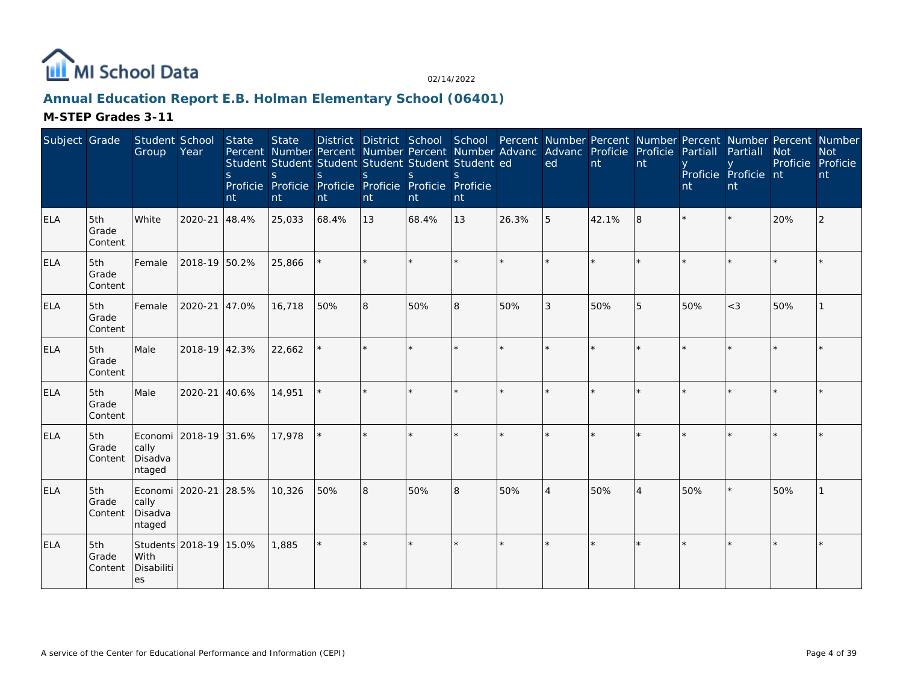## Annual Education Report E.B. Holman Elementary School (06401)

### M-STEP Grades 3-11

| Subject | Grade | Student Group | School Year | State Percent Students Proficient | State Number Students Proficient | District Percent Students Proficient | District Number Students Proficient | School Percent Students Proficient | School Number Students Proficient | Percent Advanced | Number Advanced | Percent Proficient | Number Proficient | Percent Partially Proficient | Number Partially Proficient | Percent Not Proficient | Number Not Proficient |
|---|---|---|---|---|---|---|---|---|---|---|---|---|---|---|---|---|---|
| ELA | 5th Grade Content | White | 2020-21 | 48.4% | 25,033 | 68.4% | 13 | 68.4% | 13 | 26.3% | 5 | 42.1% | 8 | * | * | 20% | 2 |
| ELA | 5th Grade Content | Female | 2018-19 | 50.2% | 25,866 | * | * | * | * | * | * | * | * | * | * | * | * |
| ELA | 5th Grade Content | Female | 2020-21 | 47.0% | 16,718 | 50% | 8 | 50% | 8 | 50% | 3 | 50% | 5 | 50% | <3 | 50% | 1 |
| ELA | 5th Grade Content | Male | 2018-19 | 42.3% | 22,662 | * | * | * | * | * | * | * | * | * | * | * | * |
| ELA | 5th Grade Content | Male | 2020-21 | 40.6% | 14,951 | * | * | * | * | * | * | * | * | * | * | * | * |
| ELA | 5th Grade Content | Economically Disadvantaged | 2018-19 | 31.6% | 17,978 | * | * | * | * | * | * | * | * | * | * | * | * |
| ELA | 5th Grade Content | Economically Disadvantaged | 2020-21 | 28.5% | 10,326 | 50% | 8 | 50% | 8 | 50% | 4 | 50% | 4 | 50% | * | 50% | 1 |
| ELA | 5th Grade Content | Students With Disabilities | 2018-19 | 15.0% | 1,885 | * | * | * | * | * | * | * | * | * | * | * | * |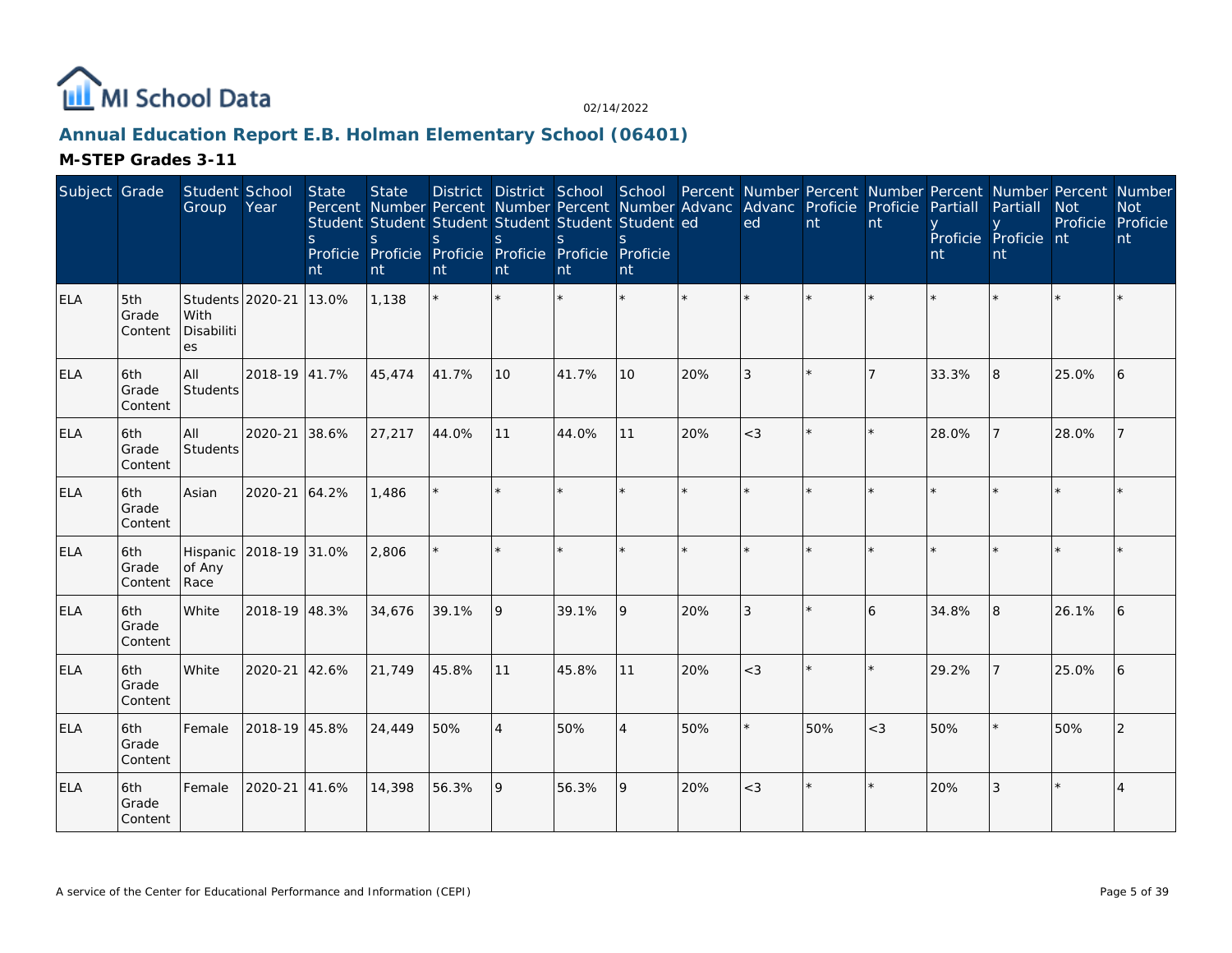MI School Data

02/14/2022

## Annual Education Report E.B. Holman Elementary School (06401)

### M-STEP Grades 3-11

| Subject | Grade | Student Group | School Year | State Percent Students Proficient | State Number Students Proficient | District Percent Students Proficient | District Number Students Proficient | School Percent Students Proficient | School Number Students Proficient | Percent Advanced | Number Advanced | Percent Proficient | Number Proficient | Percent Partially Proficient | Number Partially Proficient | Percent Not Proficient | Number Not Proficient |
|---|---|---|---|---|---|---|---|---|---|---|---|---|---|---|---|---|---|
| ELA | 5th Grade Content | Students With Disabilities | 2020-21 | 13.0% | 1,138 | * | * | * | * | * | * | * | * | * | * | * | * |
| ELA | 6th Grade Content | All Students | 2018-19 | 41.7% | 45,474 | 41.7% | 10 | 41.7% | 10 | 20% | 3 | * | 7 | 33.3% | 8 | 25.0% | 6 |
| ELA | 6th Grade Content | All Students | 2020-21 | 38.6% | 27,217 | 44.0% | 11 | 44.0% | 11 | 20% | <3 | * | * | 28.0% | 7 | 28.0% | 7 |
| ELA | 6th Grade Content | Asian | 2020-21 | 64.2% | 1,486 | * | * | * | * | * | * | * | * | * | * | * | * |
| ELA | 6th Grade Content | Hispanic of Any Race | 2018-19 | 31.0% | 2,806 | * | * | * | * | * | * | * | * | * | * | * | * |
| ELA | 6th Grade Content | White | 2018-19 | 48.3% | 34,676 | 39.1% | 9 | 39.1% | 9 | 20% | 3 | * | 6 | 34.8% | 8 | 26.1% | 6 |
| ELA | 6th Grade Content | White | 2020-21 | 42.6% | 21,749 | 45.8% | 11 | 45.8% | 11 | 20% | <3 | * | * | 29.2% | 7 | 25.0% | 6 |
| ELA | 6th Grade Content | Female | 2018-19 | 45.8% | 24,449 | 50% | 4 | 50% | 4 | 50% | * | 50% | <3 | 50% | * | 50% | 2 |
| ELA | 6th Grade Content | Female | 2020-21 | 41.6% | 14,398 | 56.3% | 9 | 56.3% | 9 | 20% | <3 | * | * | 20% | 3 | * | 4 |

A service of the Center for Educational Performance and Information (CEPI)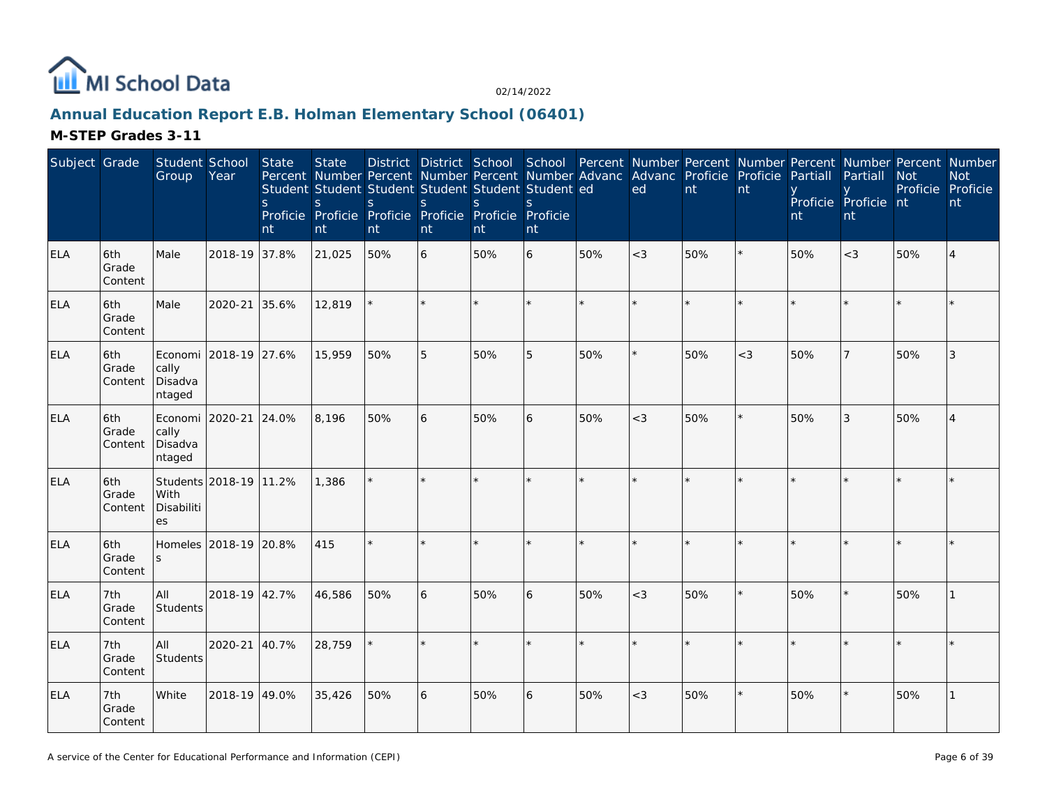MI School Data

02/14/2022

## Annual Education Report E.B. Holman Elementary School (06401)

### M-STEP Grades 3-11

| Subject | Grade | Student Group | School Year | State Percent Students Proficient | State Number Students Proficient | District Percent Students Proficient | District Number Students Proficient | School Percent Students Proficient | School Number Students Proficient | Percent Advanced | Number Advanced | Percent Proficient | Number Proficient | Percent Partially Proficient | Number Partially Proficient | Percent Not Proficient | Number Not Proficient |
|---|---|---|---|---|---|---|---|---|---|---|---|---|---|---|---|---|---|
| ELA | 6th Grade Content | Male | 2018-19 | 37.8% | 21,025 | 50% | 6 | 50% | 6 | 50% | <3 | 50% | * | 50% | <3 | 50% | 4 |
| ELA | 6th Grade Content | Male | 2020-21 | 35.6% | 12,819 | * | * | * | * | * | * | * | * | * | * | * | * |
| ELA | 6th Grade Content | Economically Disadvantaged | 2018-19 | 27.6% | 15,959 | 50% | 5 | 50% | 5 | 50% | * | 50% | <3 | 50% | 7 | 50% | 3 |
| ELA | 6th Grade Content | Economically Disadvantaged | 2020-21 | 24.0% | 8,196 | 50% | 6 | 50% | 6 | 50% | <3 | 50% | * | 50% | 3 | 50% | 4 |
| ELA | 6th Grade Content | Students With Disabilities | 2018-19 | 11.2% | 1,386 | * | * | * | * | * | * | * | * | * | * | * | * |
| ELA | 6th Grade Content | Homeless | 2018-19 | 20.8% | 415 | * | * | * | * | * | * | * | * | * | * | * | * |
| ELA | 7th Grade Content | All Students | 2018-19 | 42.7% | 46,586 | 50% | 6 | 50% | 6 | 50% | <3 | 50% | * | 50% | * | 50% | 1 |
| ELA | 7th Grade Content | All Students | 2020-21 | 40.7% | 28,759 | * | * | * | * | * | * | * | * | * | * | * | * |
| ELA | 7th Grade Content | White | 2018-19 | 49.0% | 35,426 | 50% | 6 | 50% | 6 | 50% | <3 | 50% | * | 50% | * | 50% | 1 |

A service of the Center for Educational Performance and Information (CEPI)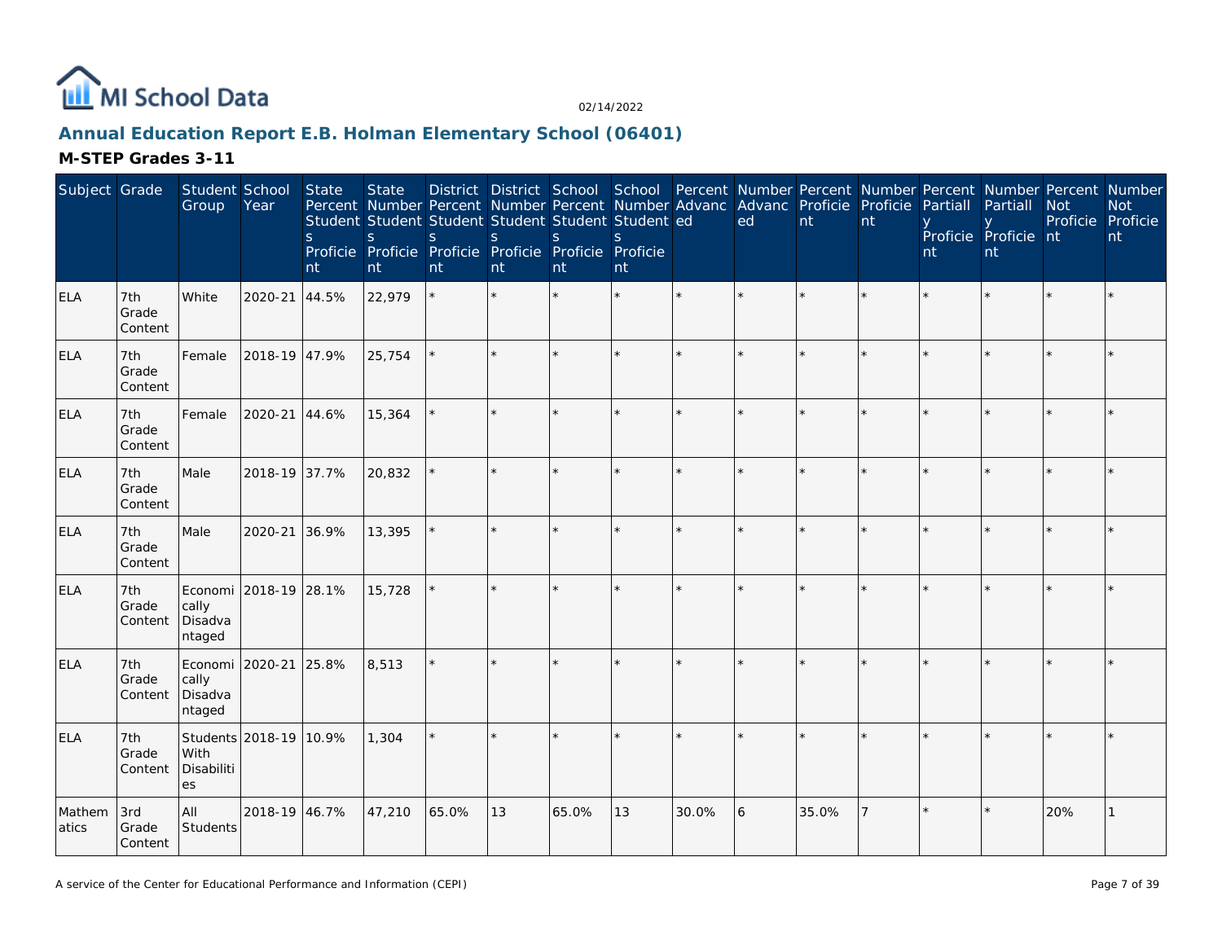MI School Data

02/14/2022

## Annual Education Report E.B. Holman Elementary School (06401)

### M-STEP Grades 3-11

| Subject | Grade | Student Group | School Year | State Percent Students Proficient | State Number Students Proficient | District Percent Students Proficient | District Number Students Proficient | School Percent Students Proficient | School Number Students Proficient | Percent Advanced | Number Advanced | Percent Proficient | Number Proficient | Percent Partially Proficient | Number Partially Proficient | Percent Not Proficient | Number Not Proficient |
|---|---|---|---|---|---|---|---|---|---|---|---|---|---|---|---|---|---|
| ELA | 7th Grade Content | White | 2020-21 | 44.5% | 22,979 | * | * | * | * | * | * | * | * | * | * | * | * |
| ELA | 7th Grade Content | Female | 2018-19 | 47.9% | 25,754 | * | * | * | * | * | * | * | * | * | * | * | * |
| ELA | 7th Grade Content | Female | 2020-21 | 44.6% | 15,364 | * | * | * | * | * | * | * | * | * | * | * | * |
| ELA | 7th Grade Content | Male | 2018-19 | 37.7% | 20,832 | * | * | * | * | * | * | * | * | * | * | * | * |
| ELA | 7th Grade Content | Male | 2020-21 | 36.9% | 13,395 | * | * | * | * | * | * | * | * | * | * | * | * |
| ELA | 7th Grade Content | Economically Disadvantaged | 2018-19 | 28.1% | 15,728 | * | * | * | * | * | * | * | * | * | * | * | * |
| ELA | 7th Grade Content | Economically Disadvantaged | 2020-21 | 25.8% | 8,513 | * | * | * | * | * | * | * | * | * | * | * | * |
| ELA | 7th Grade Content | Students With Disabilities | 2018-19 | 10.9% | 1,304 | * | * | * | * | * | * | * | * | * | * | * | * |
| Mathematics | 3rd Grade Content | All Students | 2018-19 | 46.7% | 47,210 | 65.0% | 13 | 65.0% | 13 | 30.0% | 6 | 35.0% | 7 | * | * | 20% | 1 |

A service of the Center for Educational Performance and Information (CEPI)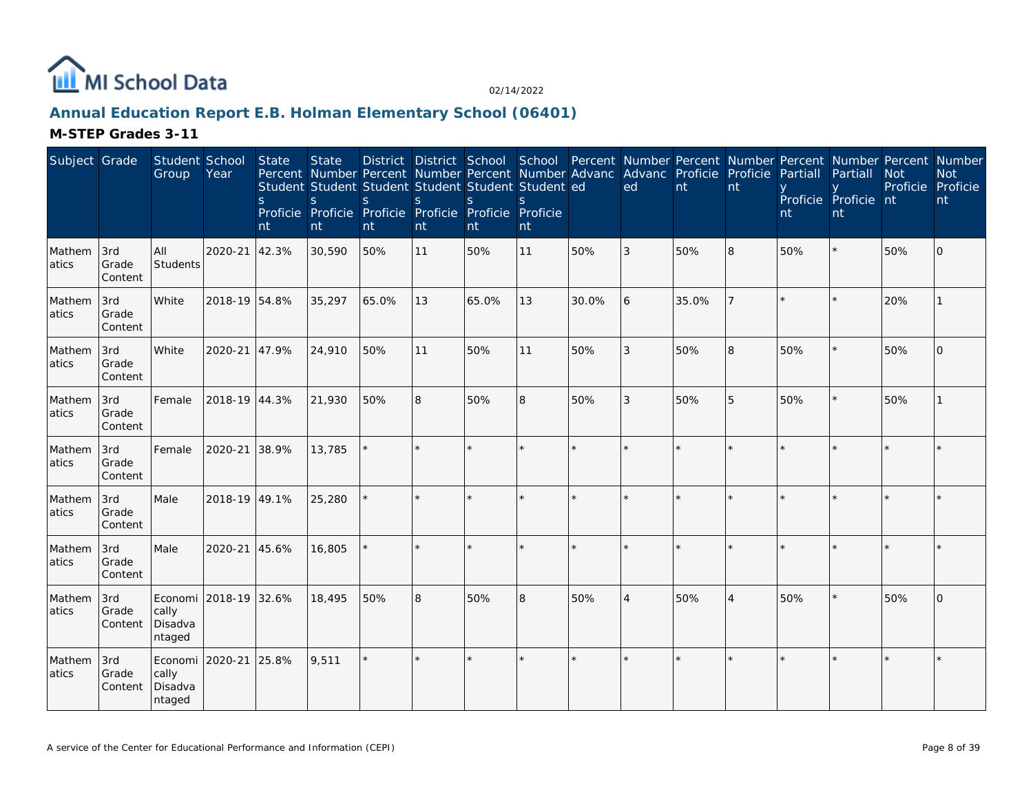# Annual Education Report E.B. Holman Elementary School (06401)

02/14/2022

## M-STEP Grades 3-11

| Subject | Grade | Student Group | School Year | State Percent Students Proficient | State Number Students Proficient | District Percent Students Proficient | District Number Students Proficient | School Percent Students Proficient | School Number Students Proficient | Percent Advanced | Number Advanced | Percent Proficient | Number Proficient | Percent Partially Proficient | Number Partially Proficient | Percent Not Proficient | Number Not Proficient |
|---|---|---|---|---|---|---|---|---|---|---|---|---|---|---|---|---|---|
| Mathematics | 3rd Grade Content | All Students | 2020-21 | 42.3% | 30,590 | 50% | 11 | 50% | 11 | 50% | 3 | 50% | 8 | 50% | * | 50% | 0 |
| Mathematics | 3rd Grade Content | White | 2018-19 | 54.8% | 35,297 | 65.0% | 13 | 65.0% | 13 | 30.0% | 6 | 35.0% | 7 | * | * | 20% | 1 |
| Mathematics | 3rd Grade Content | White | 2020-21 | 47.9% | 24,910 | 50% | 11 | 50% | 11 | 50% | 3 | 50% | 8 | 50% | * | 50% | 0 |
| Mathematics | 3rd Grade Content | Female | 2018-19 | 44.3% | 21,930 | 50% | 8 | 50% | 8 | 50% | 3 | 50% | 5 | 50% | * | 50% | 1 |
| Mathematics | 3rd Grade Content | Female | 2020-21 | 38.9% | 13,785 | * | * | * | * | * | * | * | * | * | * | * | * |
| Mathematics | 3rd Grade Content | Male | 2018-19 | 49.1% | 25,280 | * | * | * | * | * | * | * | * | * | * | * | * |
| Mathematics | 3rd Grade Content | Male | 2020-21 | 45.6% | 16,805 | * | * | * | * | * | * | * | * | * | * | * | * |
| Mathematics | 3rd Grade Content | Economically Disadvantaged | 2018-19 | 32.6% | 18,495 | 50% | 8 | 50% | 8 | 50% | 4 | 50% | 4 | 50% | * | 50% | 0 |
| Mathematics | 3rd Grade Content | Economically Disadvantaged | 2020-21 | 25.8% | 9,511 | * | * | * | * | * | * | * | * | * | * | * | * |

A service of the Center for Educational Performance and Information (CEPI)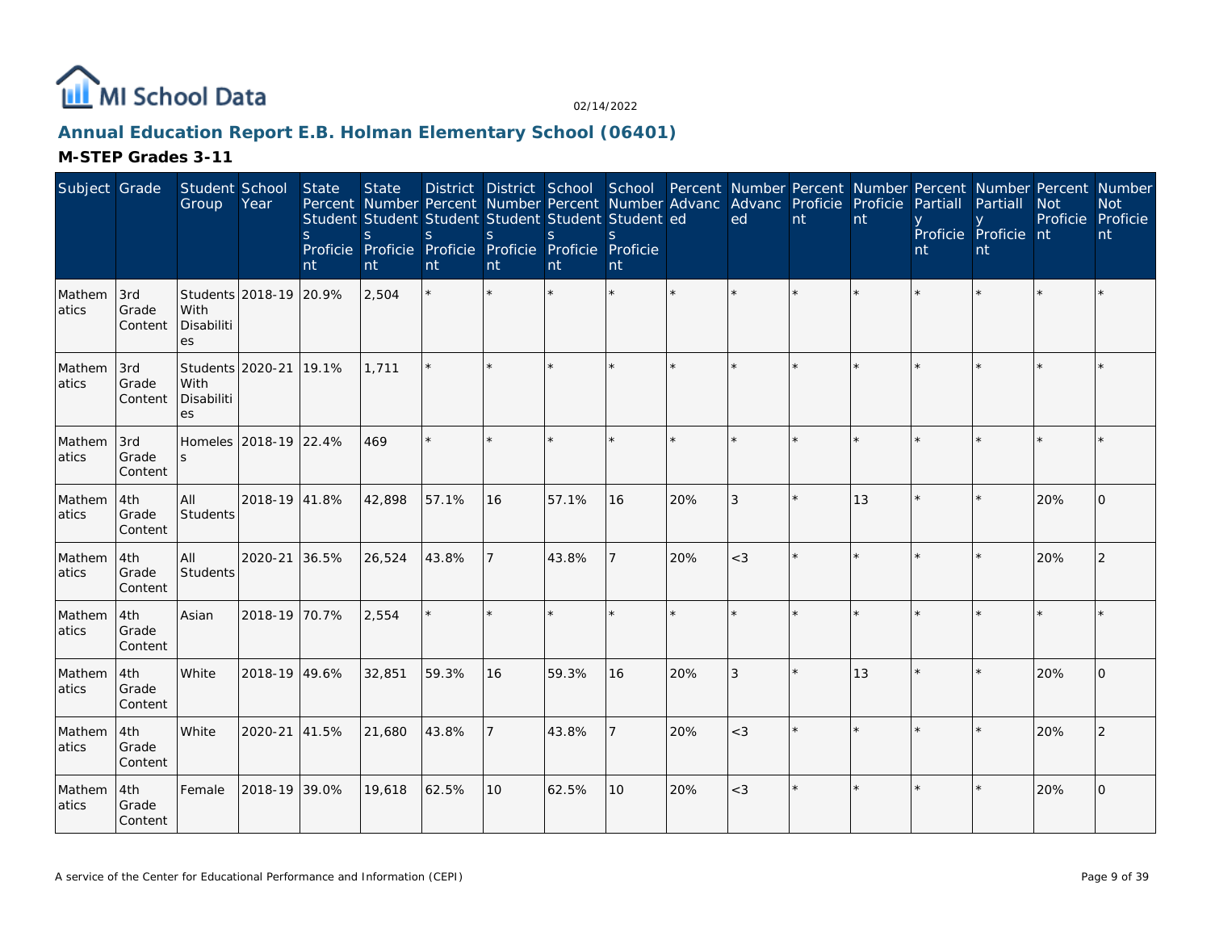02/14/2022

## Annual Education Report E.B. Holman Elementary School (06401)

### M-STEP Grades 3-11

| Subject | Grade | Student Group | School Year | State Percent Students Proficient | State Number Students Proficient | District Percent Students Proficient | District Number Students Proficient | School Percent Students Proficient | School Number Students Proficient | Percent Advanced | Number Advanced | Percent Proficient | Number Proficient | Percent Partially Proficient | Number Partially Proficient | Percent Not Proficient | Number Not Proficient |
|---|---|---|---|---|---|---|---|---|---|---|---|---|---|---|---|---|---|
| Mathematics | 3rd Grade Content | Students With Disabilities | 2018-19 | 20.9% | 2,504 | * | * | * | * | * | * | * | * | * | * | * | * |
| Mathematics | 3rd Grade Content | Students With Disabilities | 2020-21 | 19.1% | 1,711 | * | * | * | * | * | * | * | * | * | * | * | * |
| Mathematics | 3rd Grade Content | Homeless | 2018-19 | 22.4% | 469 | * | * | * | * | * | * | * | * | * | * | * | * |
| Mathematics | 4th Grade Content | All Students | 2018-19 | 41.8% | 42,898 | 57.1% | 16 | 57.1% | 16 | 20% | 3 | * | 13 | * | * | 20% | 0 |
| Mathematics | 4th Grade Content | All Students | 2020-21 | 36.5% | 26,524 | 43.8% | 7 | 43.8% | 7 | 20% | <3 | * | * | * | * | 20% | 2 |
| Mathematics | 4th Grade Content | Asian | 2018-19 | 70.7% | 2,554 | * | * | * | * | * | * | * | * | * | * | * | * |
| Mathematics | 4th Grade Content | White | 2018-19 | 49.6% | 32,851 | 59.3% | 16 | 59.3% | 16 | 20% | 3 | * | 13 | * | * | 20% | 0 |
| Mathematics | 4th Grade Content | White | 2020-21 | 41.5% | 21,680 | 43.8% | 7 | 43.8% | 7 | 20% | <3 | * | * | * | * | 20% | 2 |
| Mathematics | 4th Grade Content | Female | 2018-19 | 39.0% | 19,618 | 62.5% | 10 | 62.5% | 10 | 20% | <3 | * | * | * | * | 20% | 0 |

A service of the Center for Educational Performance and Information (CEPI)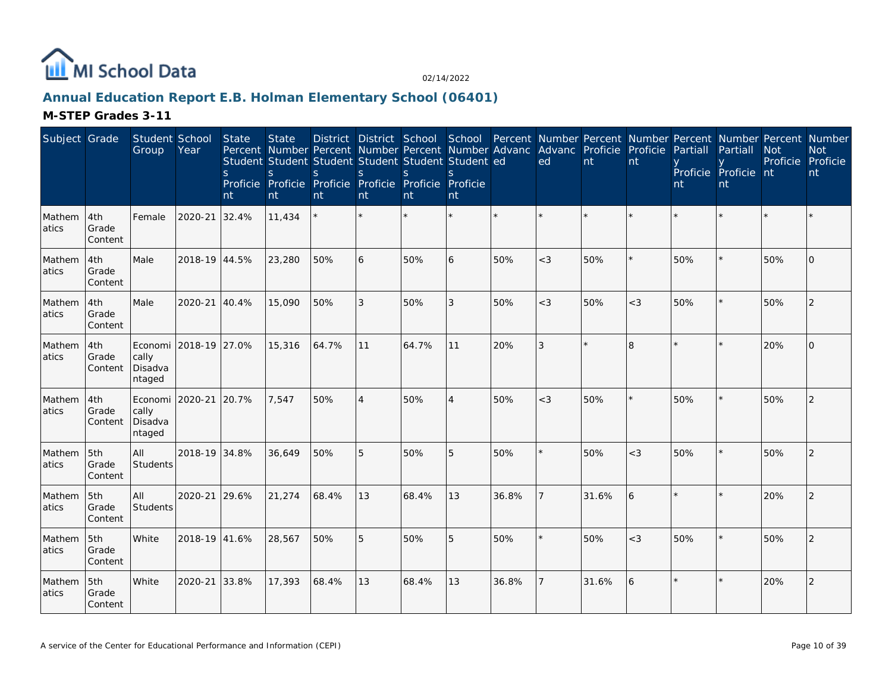# Annual Education Report E.B. Holman Elementary School (06401)

## M-STEP Grades 3-11

| Subject | Grade | Student Group | School Year | State Percent Students Proficient | State Number Students Proficient | District Percent Students Proficient | District Number Students Proficient | School Percent Students Proficient | School Number Students Proficient | Percent Advanced | Number Advanced | Percent Proficient | Number Proficient | Percent Partially Proficient | Number Partially Proficient | Percent Not Proficient | Number Not Proficient |
|---|---|---|---|---|---|---|---|---|---|---|---|---|---|---|---|---|---|
| Mathematics | 4th Grade Content | Female | 2020-21 | 32.4% | 11,434 | * | * | * | * | * | * | * | * | * | * | * | * |
| Mathematics | 4th Grade Content | Male | 2018-19 | 44.5% | 23,280 | 50% | 6 | 50% | 6 | 50% | <3 | 50% | * | 50% | * | 50% | 0 |
| Mathematics | 4th Grade Content | Male | 2020-21 | 40.4% | 15,090 | 50% | 3 | 50% | 3 | 50% | <3 | 50% | <3 | 50% | * | 50% | 2 |
| Mathematics | 4th Grade Content | Economically Disadvantaged | 2018-19 | 27.0% | 15,316 | 64.7% | 11 | 64.7% | 11 | 20% | 3 | * | 8 | * | * | 20% | 0 |
| Mathematics | 4th Grade Content | Economically Disadvantaged | 2020-21 | 20.7% | 7,547 | 50% | 4 | 50% | 4 | 50% | <3 | 50% | * | 50% | * | 50% | 2 |
| Mathematics | 5th Grade Content | All Students | 2018-19 | 34.8% | 36,649 | 50% | 5 | 50% | 5 | 50% | * | 50% | <3 | 50% | * | 50% | 2 |
| Mathematics | 5th Grade Content | All Students | 2020-21 | 29.6% | 21,274 | 68.4% | 13 | 68.4% | 13 | 36.8% | 7 | 31.6% | 6 | * | * | 20% | 2 |
| Mathematics | 5th Grade Content | White | 2018-19 | 41.6% | 28,567 | 50% | 5 | 50% | 5 | 50% | * | 50% | <3 | 50% | * | 50% | 2 |
| Mathematics | 5th Grade Content | White | 2020-21 | 33.8% | 17,393 | 68.4% | 13 | 68.4% | 13 | 36.8% | 7 | 31.6% | 6 | * | * | 20% | 2 |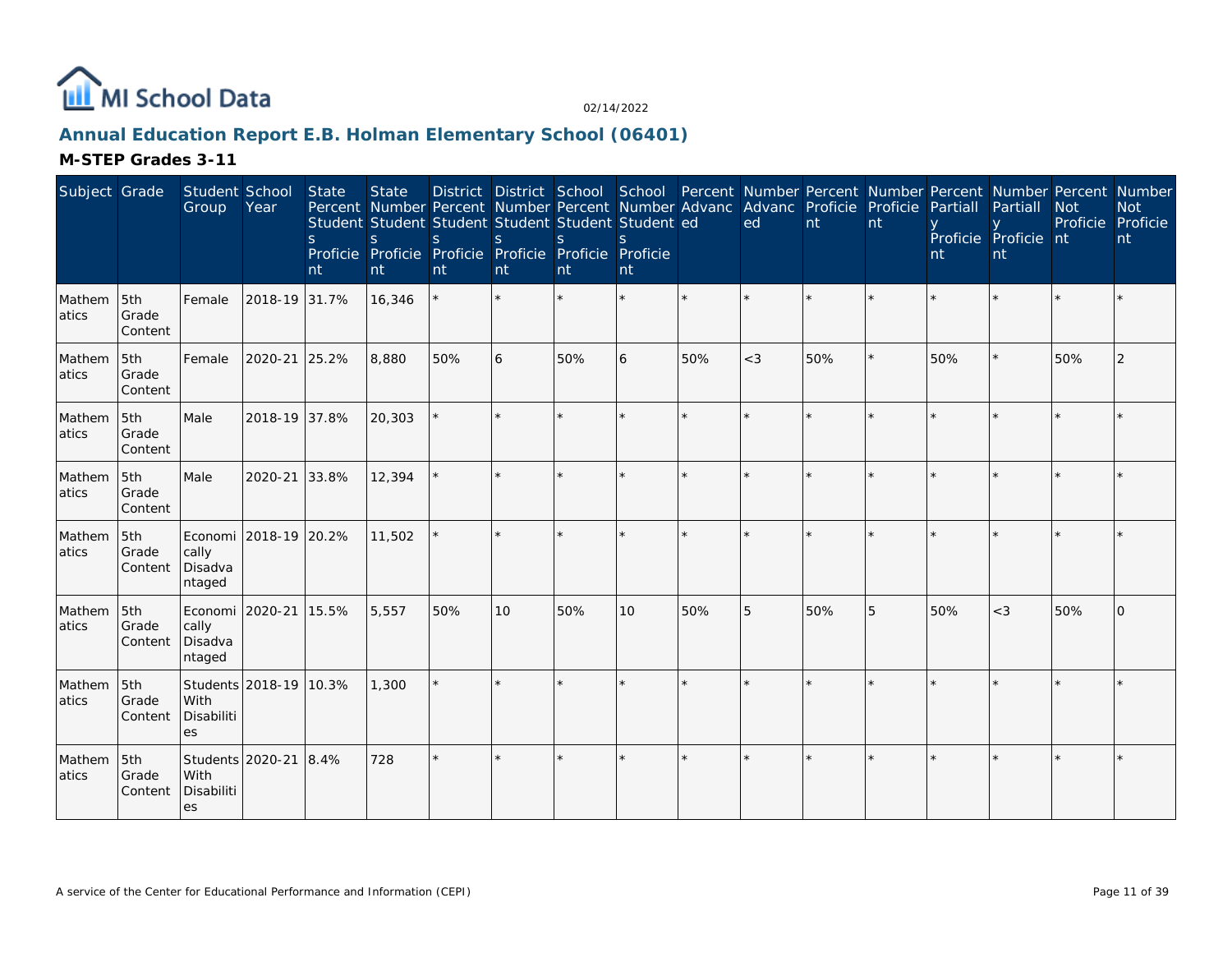# Annual Education Report E.B. Holman Elementary School (06401)

## M-STEP Grades 3-11

| Subject | Grade | Student Group | School Year | State Percent Students Proficient | State Number Students Proficient | District Percent Students Proficient | District Number Students Proficient | School Percent Students Proficient | School Number Students Proficient | Percent Advanced | Number Advanced | Percent Proficient | Number Proficient | Percent Partially Proficient | Number Partially Proficient | Percent Not Proficient | Number Not Proficient |
|---|---|---|---|---|---|---|---|---|---|---|---|---|---|---|---|---|---|
| Mathematics | 5th Grade Content | Female | 2018-19 | 31.7% | 16,346 | * | * | * | * | * | * | * | * | * | * | * | * |
| Mathematics | 5th Grade Content | Female | 2020-21 | 25.2% | 8,880 | 50% | 6 | 50% | 6 | 50% | <3 | 50% | * | 50% | * | 50% | 2 |
| Mathematics | 5th Grade Content | Male | 2018-19 | 37.8% | 20,303 | * | * | * | * | * | * | * | * | * | * | * | * |
| Mathematics | 5th Grade Content | Male | 2020-21 | 33.8% | 12,394 | * | * | * | * | * | * | * | * | * | * | * | * |
| Mathematics | 5th Grade Content | Economically Disadvantaged | 2018-19 | 20.2% | 11,502 | * | * | * | * | * | * | * | * | * | * | * | * |
| Mathematics | 5th Grade Content | Economically Disadvantaged | 2020-21 | 15.5% | 5,557 | 50% | 10 | 50% | 10 | 50% | 5 | 50% | 5 | 50% | <3 | 50% | 0 |
| Mathematics | 5th Grade Content | Students With Disabilities | 2018-19 | 10.3% | 1,300 | * | * | * | * | * | * | * | * | * | * | * | * |
| Mathematics | 5th Grade Content | Students With Disabilities | 2020-21 | 8.4% | 728 | * | * | * | * | * | * | * | * | * | * | * | * |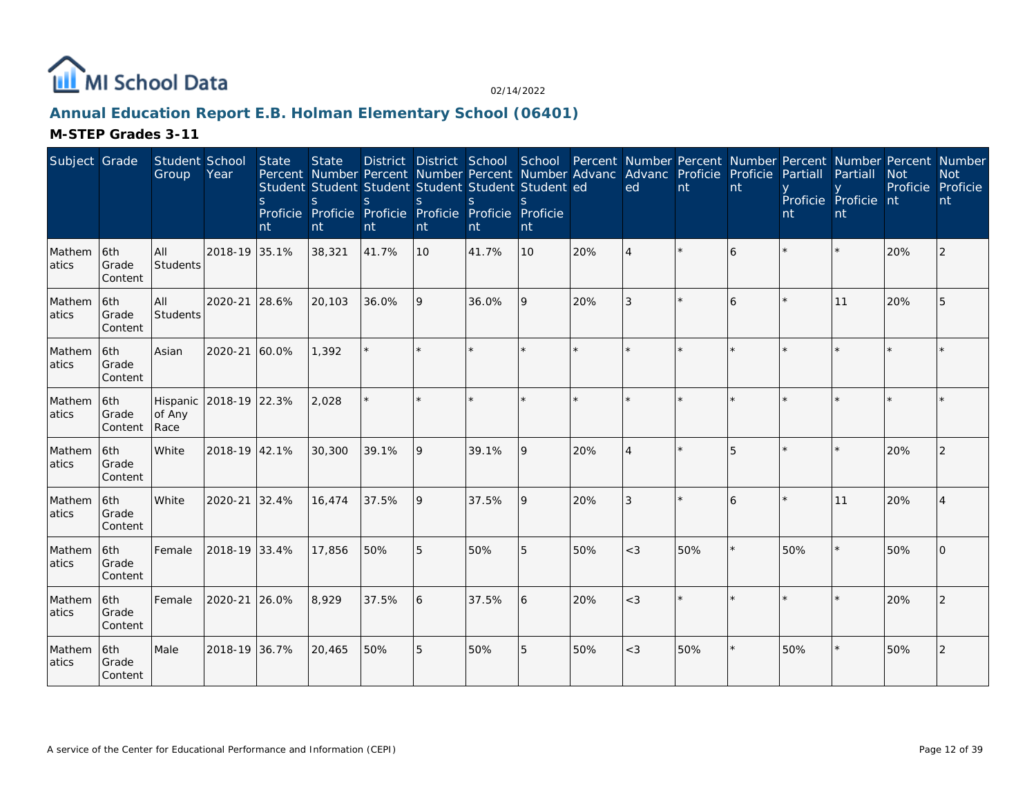MI School Data

02/14/2022

## Annual Education Report E.B. Holman Elementary School (06401)

### M-STEP Grades 3-11

| Subject | Grade | Student Group | School Year | State Percent Students Proficient | State Number Students Proficient | District Percent Students Proficient | District Number Students Proficient | School Percent Students Proficient | School Number Students Proficient | Percent Advanced | Number Advanced | Percent Proficient | Number Proficient | Percent Partially Proficient | Number Partially Proficient | Percent Not Proficient | Number Not Proficient |
|---|---|---|---|---|---|---|---|---|---|---|---|---|---|---|---|---|---|
| Mathematics | 6th Grade Content | All Students | 2018-19 | 35.1% | 38,321 | 41.7% | 10 | 41.7% | 10 | 20% | 4 | * | 6 | * | * | 20% | 2 |
| Mathematics | 6th Grade Content | All Students | 2020-21 | 28.6% | 20,103 | 36.0% | 9 | 36.0% | 9 | 20% | 3 | * | 6 | * | 11 | 20% | 5 |
| Mathematics | 6th Grade Content | Asian | 2020-21 | 60.0% | 1,392 | * | * | * | * | * | * | * | * | * | * | * | * |
| Mathematics | 6th Grade Content | Hispanic of Any Race | 2018-19 | 22.3% | 2,028 | * | * | * | * | * | * | * | * | * | * | * | * |
| Mathematics | 6th Grade Content | White | 2018-19 | 42.1% | 30,300 | 39.1% | 9 | 39.1% | 9 | 20% | 4 | * | 5 | * | * | 20% | 2 |
| Mathematics | 6th Grade Content | White | 2020-21 | 32.4% | 16,474 | 37.5% | 9 | 37.5% | 9 | 20% | 3 | * | 6 | * | 11 | 20% | 4 |
| Mathematics | 6th Grade Content | Female | 2018-19 | 33.4% | 17,856 | 50% | 5 | 50% | 5 | 50% | <3 | 50% | * | 50% | * | 50% | 0 |
| Mathematics | 6th Grade Content | Female | 2020-21 | 26.0% | 8,929 | 37.5% | 6 | 37.5% | 6 | 20% | <3 | * | * | * | * | 20% | 2 |
| Mathematics | 6th Grade Content | Male | 2018-19 | 36.7% | 20,465 | 50% | 5 | 50% | 5 | 50% | <3 | 50% | * | 50% | * | 50% | 2 |

A service of the Center for Educational Performance and Information (CEPI)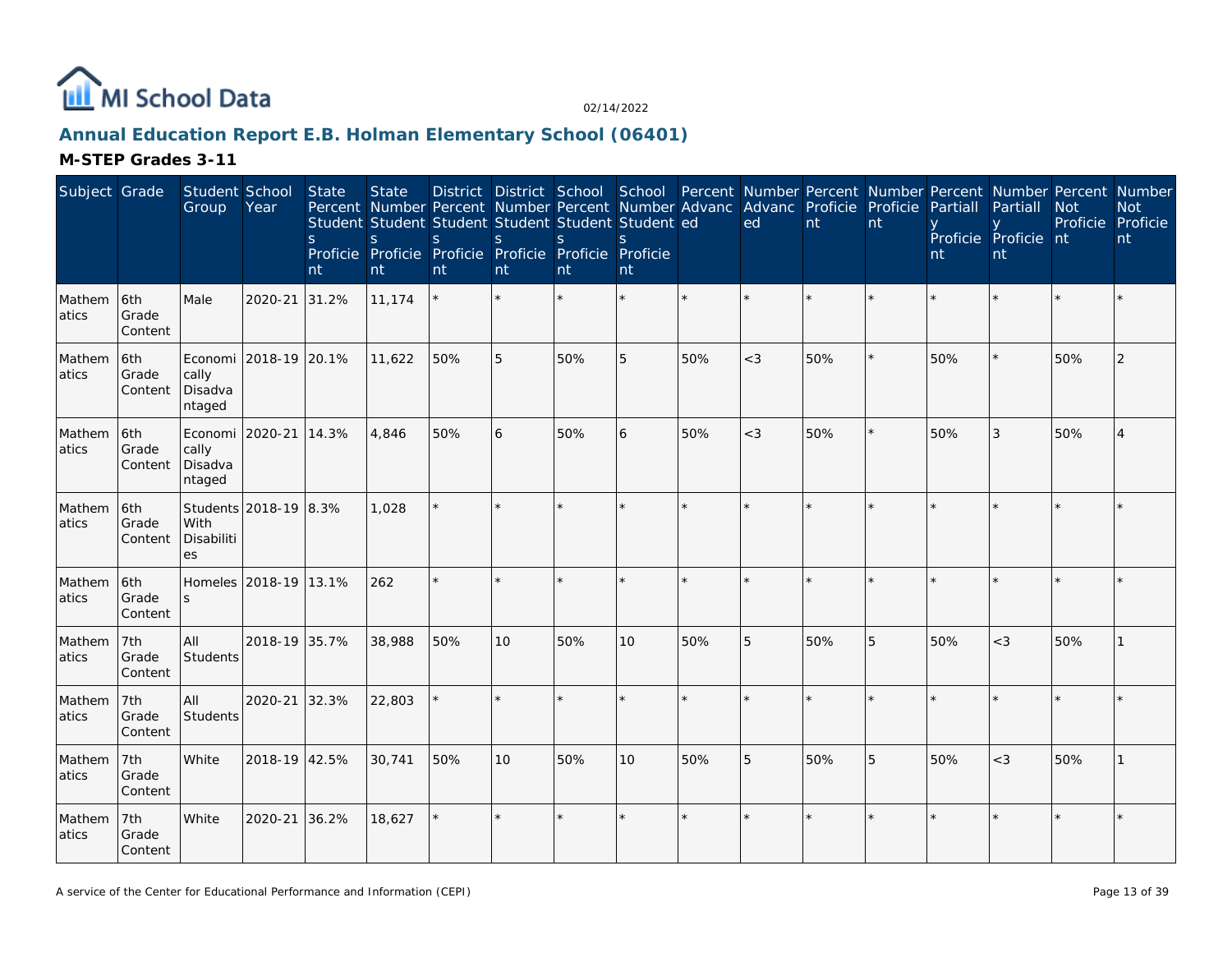MI School Data

02/14/2022

## Annual Education Report E.B. Holman Elementary School (06401)

### M-STEP Grades 3-11

| Subject | Grade | Student Group | School Year | State Percent Students Proficient | State Number Students Proficient | District Percent Students Proficient | District Number Students Proficient | School Percent Students Proficient | School Number Students Proficient | Percent Advanced | Number Advanced | Percent Proficient | Number Proficient | Percent Partially Proficient | Number Partially Proficient | Percent Not Proficient | Number Not Proficient |
|---|---|---|---|---|---|---|---|---|---|---|---|---|---|---|---|---|---|
| Mathematics | 6th Grade Content | Male | 2020-21 | 31.2% | 11,174 | * | * | * | * | * | * | * | * | * | * | * | * |
| Mathematics | 6th Grade Content | Economically Disadvantaged | 2018-19 | 20.1% | 11,622 | 50% | 5 | 50% | 5 | 50% | <3 | 50% | * | 50% | * | 50% | 2 |
| Mathematics | 6th Grade Content | Economically Disadvantaged | 2020-21 | 14.3% | 4,846 | 50% | 6 | 50% | 6 | 50% | <3 | 50% | * | 50% | 3 | 50% | 4 |
| Mathematics | 6th Grade Content | Students With Disabilities | 2018-19 | 8.3% | 1,028 | * | * | * | * | * | * | * | * | * | * | * | * |
| Mathematics | 6th Grade Content | Homeless | 2018-19 | 13.1% | 262 | * | * | * | * | * | * | * | * | * | * | * | * |
| Mathematics | 7th Grade Content | All Students | 2018-19 | 35.7% | 38,988 | 50% | 10 | 50% | 10 | 50% | 5 | 50% | 5 | 50% | <3 | 50% | 1 |
| Mathematics | 7th Grade Content | All Students | 2020-21 | 32.3% | 22,803 | * | * | * | * | * | * | * | * | * | * | * | * |
| Mathematics | 7th Grade Content | White | 2018-19 | 42.5% | 30,741 | 50% | 10 | 50% | 10 | 50% | 5 | 50% | 5 | 50% | <3 | 50% | 1 |
| Mathematics | 7th Grade Content | White | 2020-21 | 36.2% | 18,627 | * | * | * | * | * | * | * | * | * | * | * | * |

A service of the Center for Educational Performance and Information (CEPI)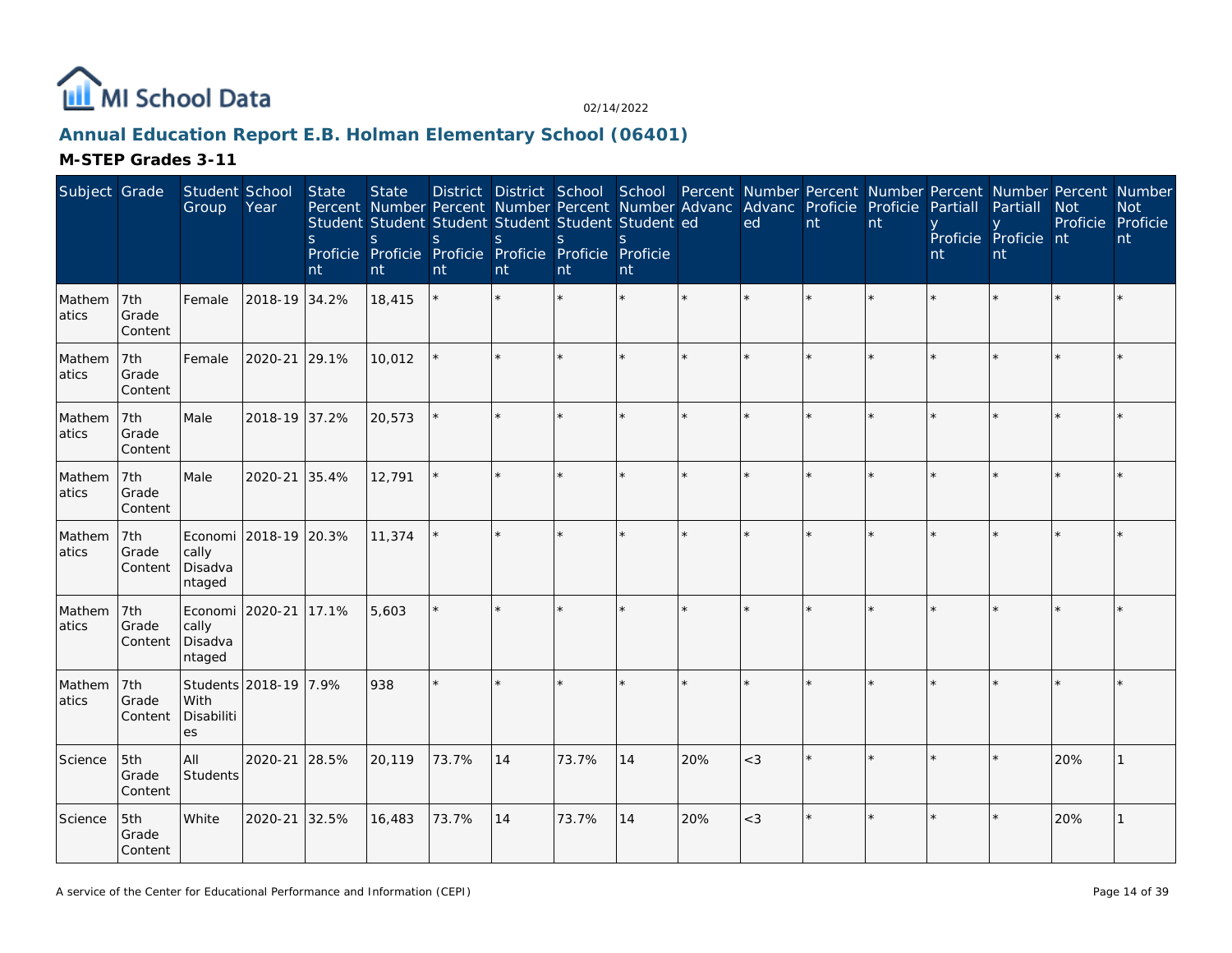# Annual Education Report E.B. Holman Elementary School (06401)

## M-STEP Grades 3-11

| Subject | Grade | Student Group | School Year | State Percent Students Proficient | State Number Students Proficient | District Percent Students Proficient | District Number Students Proficient | School Percent Students Proficient | School Number Students Proficient | Percent Advanced | Number Advanced | Percent Proficient | Number Proficient | Percent Partially Proficient | Number Partially Proficient | Percent Not Proficient | Number Not Proficient |
|---|---|---|---|---|---|---|---|---|---|---|---|---|---|---|---|---|---|
| Mathematics | 7th Grade Content | Female | 2018-19 | 34.2% | 18,415 | * | * | * | * | * | * | * | * | * | * | * | * |
| Mathematics | 7th Grade Content | Female | 2020-21 | 29.1% | 10,012 | * | * | * | * | * | * | * | * | * | * | * | * |
| Mathematics | 7th Grade Content | Male | 2018-19 | 37.2% | 20,573 | * | * | * | * | * | * | * | * | * | * | * | * |
| Mathematics | 7th Grade Content | Male | 2020-21 | 35.4% | 12,791 | * | * | * | * | * | * | * | * | * | * | * | * |
| Mathematics | 7th Grade Content | Economically Disadvantaged | 2018-19 | 20.3% | 11,374 | * | * | * | * | * | * | * | * | * | * | * | * |
| Mathematics | 7th Grade Content | Economically Disadvantaged | 2020-21 | 17.1% | 5,603 | * | * | * | * | * | * | * | * | * | * | * | * |
| Mathematics | 7th Grade Content | Students With Disabilities | 2018-19 | 7.9% | 938 | * | * | * | * | * | * | * | * | * | * | * | * |
| Science | 5th Grade Content | All Students | 2020-21 | 28.5% | 20,119 | 73.7% | 14 | 73.7% | 14 | 20% | <3 | * | * | * | * | 20% | 1 |
| Science | 5th Grade Content | White | 2020-21 | 32.5% | 16,483 | 73.7% | 14 | 73.7% | 14 | 20% | <3 | * | * | * | * | 20% | 1 |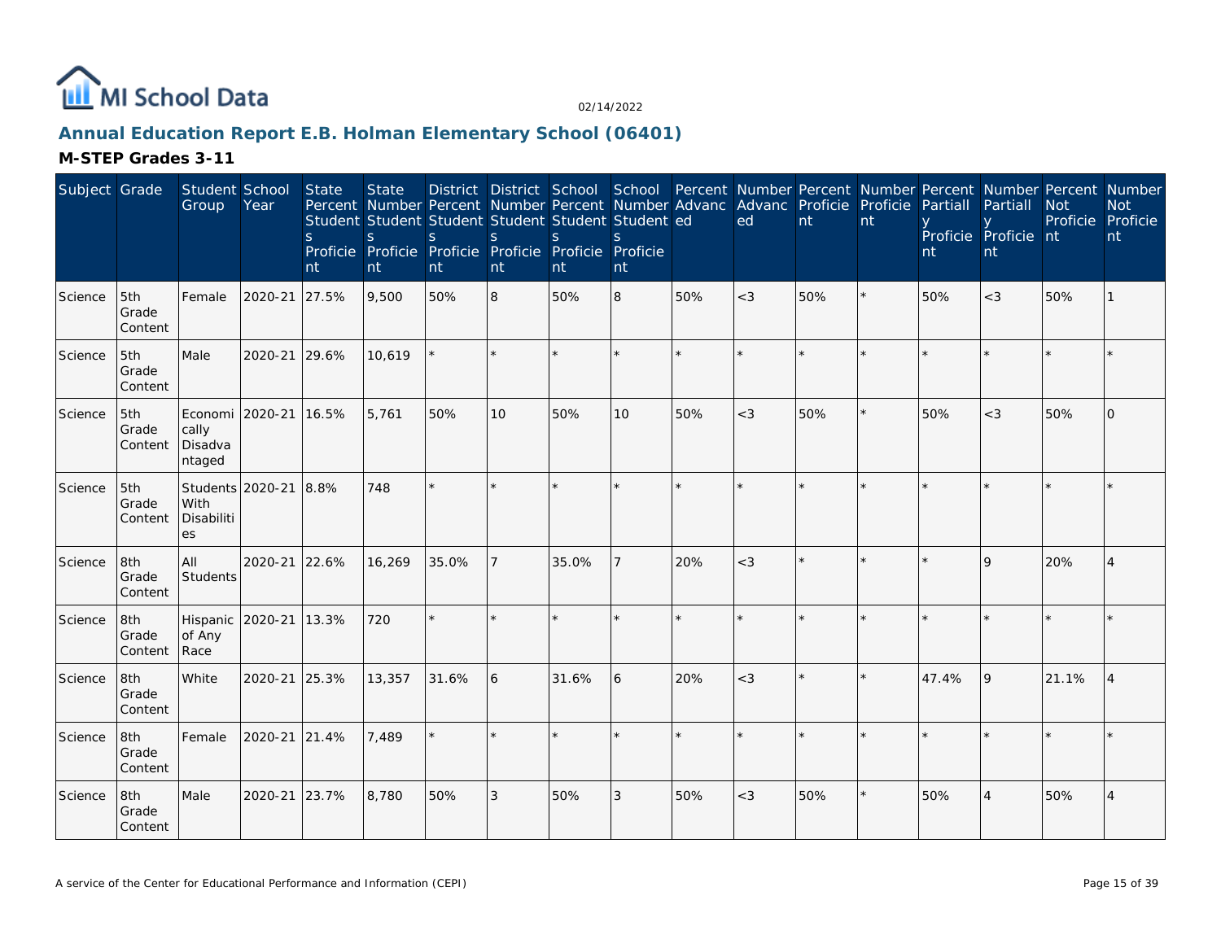# Annual Education Report E.B. Holman Elementary School (06401)

## M-STEP Grades 3-11

| Subject | Grade | Student Group | School Year | State Percent Students Proficient | State Number Students Proficient | District Percent Students Proficient | District Number Students Proficient | School Percent Students Proficient | School Number Students Proficient | Percent Advanced | Number Advanced | Percent Proficient | Number Proficient | Percent Partially Proficient | Number Partially Proficient | Percent Not Proficient | Number Not Proficient |
|---|---|---|---|---|---|---|---|---|---|---|---|---|---|---|---|---|---|
| Science | 5th Grade Content | Female | 2020-21 | 27.5% | 9,500 | 50% | 8 | 50% | 8 | 50% | <3 | 50% | * | 50% | <3 | 50% | 1 |
| Science | 5th Grade Content | Male | 2020-21 | 29.6% | 10,619 | * | * | * | * | * | * | * | * | * | * | * | * |
| Science | 5th Grade Content | Economically Disadvantaged | 2020-21 | 16.5% | 5,761 | 50% | 10 | 50% | 10 | 50% | <3 | 50% | * | 50% | <3 | 50% | 0 |
| Science | 5th Grade Content | Students With Disabilities | 2020-21 | 8.8% | 748 | * | * | * | * | * | * | * | * | * | * | * | * |
| Science | 8th Grade Content | All Students | 2020-21 | 22.6% | 16,269 | 35.0% | 7 | 35.0% | 7 | 20% | <3 | * | * | * | 9 | 20% | 4 |
| Science | 8th Grade Content | Hispanic of Any Race | 2020-21 | 13.3% | 720 | * | * | * | * | * | * | * | * | * | * | * | * |
| Science | 8th Grade Content | White | 2020-21 | 25.3% | 13,357 | 31.6% | 6 | 31.6% | 6 | 20% | <3 | * | * | 47.4% | 9 | 21.1% | 4 |
| Science | 8th Grade Content | Female | 2020-21 | 21.4% | 7,489 | * | * | * | * | * | * | * | * | * | * | * | * |
| Science | 8th Grade Content | Male | 2020-21 | 23.7% | 8,780 | 50% | 3 | 50% | 3 | 50% | <3 | 50% | * | 50% | 4 | 50% | 4 |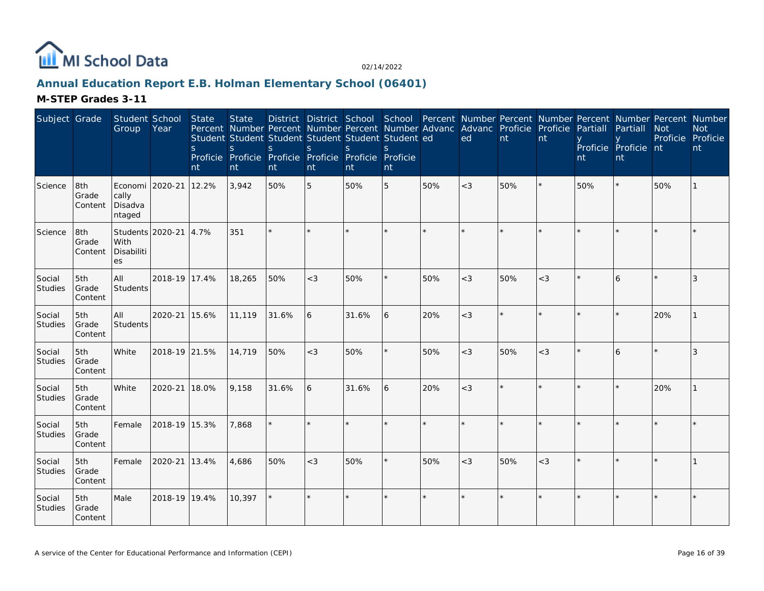02/14/2022

# Annual Education Report E.B. Holman Elementary School (06401)

## M-STEP Grades 3-11

| Subject | Grade | Student Group | School Year | State Percent Students Proficient | State Number Students Proficient | District Percent Students Proficient | District Number Students Proficient | School Percent Students Proficient | School Number Students Proficient | Percent Advanced | Number Advanced | Percent Proficient | Number Proficient | Percent Partially Proficient | Number Partially Proficient | Percent Not Proficient | Number Not Proficient |
|---|---|---|---|---|---|---|---|---|---|---|---|---|---|---|---|---|---|
| Science | 8th Grade Content | Economically Disadvantaged | 2020-21 | 12.2% | 3,942 | 50% | 5 | 50% | 5 | 50% | <3 | 50% | * | 50% | * | 50% | 1 |
| Science | 8th Grade Content | Students With Disabilities | 2020-21 | 4.7% | 351 | * | * | * | * | * | * | * | * | * | * | * | * |
| Social Studies | 5th Grade Content | All Students | 2018-19 | 17.4% | 18,265 | 50% | <3 | 50% | * | 50% | <3 | 50% | <3 | * | 6 | * | 3 |
| Social Studies | 5th Grade Content | All Students | 2020-21 | 15.6% | 11,119 | 31.6% | 6 | 31.6% | 6 | 20% | <3 | * | * | * | * | 20% | 1 |
| Social Studies | 5th Grade Content | White | 2018-19 | 21.5% | 14,719 | 50% | <3 | 50% | * | 50% | <3 | 50% | <3 | * | 6 | * | 3 |
| Social Studies | 5th Grade Content | White | 2020-21 | 18.0% | 9,158 | 31.6% | 6 | 31.6% | 6 | 20% | <3 | * | * | * | * | 20% | 1 |
| Social Studies | 5th Grade Content | Female | 2018-19 | 15.3% | 7,868 | * | * | * | * | * | * | * | * | * | * | * | * |
| Social Studies | 5th Grade Content | Female | 2020-21 | 13.4% | 4,686 | 50% | <3 | 50% | * | 50% | <3 | 50% | <3 | * | * | * | 1 |
| Social Studies | 5th Grade Content | Male | 2018-19 | 19.4% | 10,397 | * | * | * | * | * | * | * | * | * | * | * | * |

A service of the Center for Educational Performance and Information (CEPI)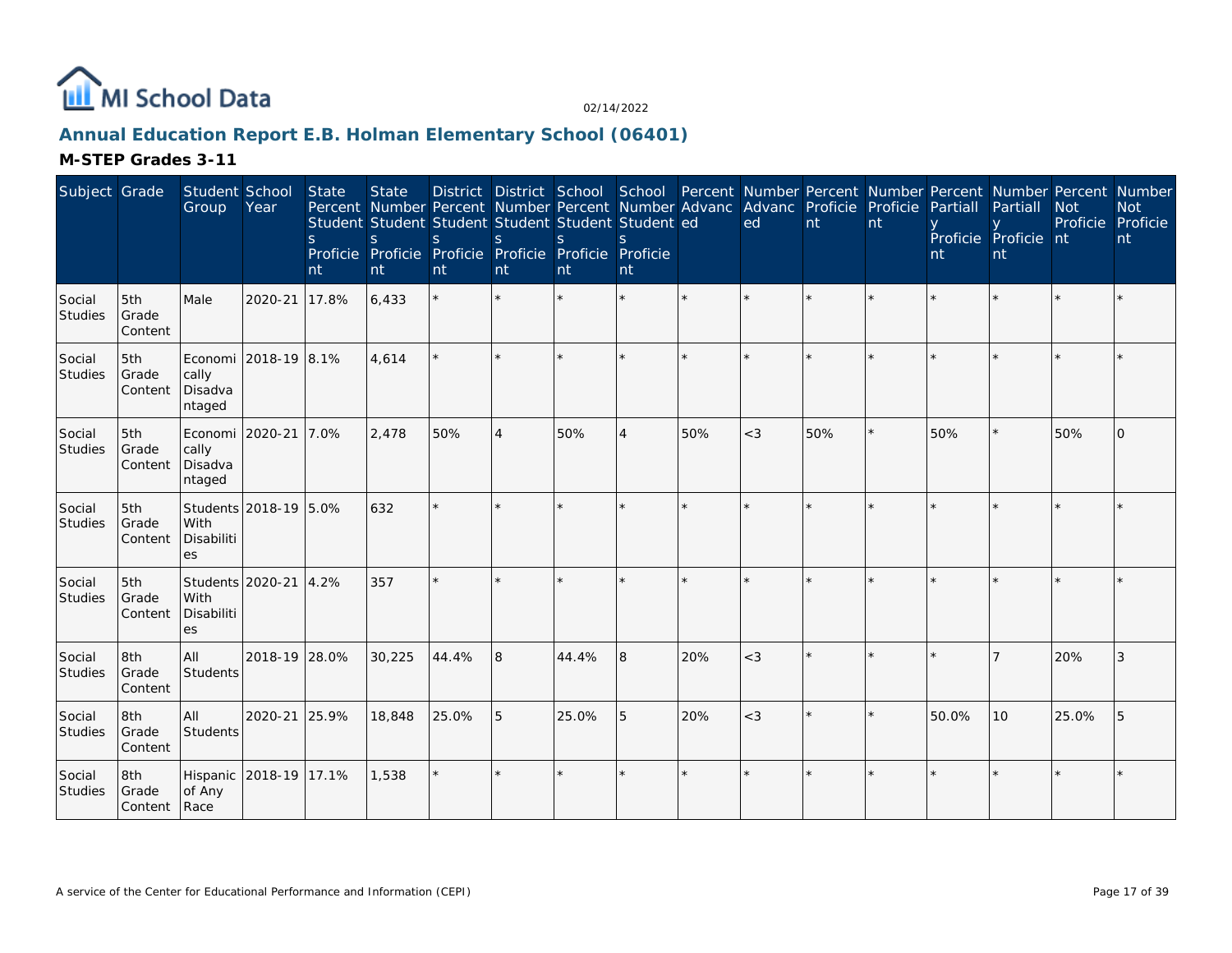# MI School Data

02/14/2022

## Annual Education Report E.B. Holman Elementary School (06401)

### M-STEP Grades 3-11

| Subject | Grade | Student Group | School Year | State Percent Students Proficient | State Number Students Proficient | District Percent Students Proficient | District Number Students Proficient | School Percent Students Proficient | School Number Students Proficient | Percent Advanced | Number Advanced | Percent Proficient | Number Proficient | Percent Partially Proficient | Number Partially Proficient | Percent Not Proficient | Number Not Proficient |
|---|---|---|---|---|---|---|---|---|---|---|---|---|---|---|---|---|---|
| Social Studies | 5th Grade Content | Male | 2020-21 | 17.8% | 6,433 | * | * | * | * | * | * | * | * | * | * | * | * |
| Social Studies | 5th Grade Content | Economically Disadvantaged | 2018-19 | 8.1% | 4,614 | * | * | * | * | * | * | * | * | * | * | * | * |
| Social Studies | 5th Grade Content | Economically Disadvantaged | 2020-21 | 7.0% | 2,478 | 50% | 4 | 50% | 4 | 50% | <3 | 50% | * | 50% | * | 50% | 0 |
| Social Studies | 5th Grade Content | Students With Disabilities | 2018-19 | 5.0% | 632 | * | * | * | * | * | * | * | * | * | * | * | * |
| Social Studies | 5th Grade Content | Students With Disabilities | 2020-21 | 4.2% | 357 | * | * | * | * | * | * | * | * | * | * | * | * |
| Social Studies | 8th Grade Content | All Students | 2018-19 | 28.0% | 30,225 | 44.4% | 8 | 44.4% | 8 | 20% | <3 | * | * | * | 7 | 20% | 3 |
| Social Studies | 8th Grade Content | All Students | 2020-21 | 25.9% | 18,848 | 25.0% | 5 | 25.0% | 5 | 20% | <3 | * | * | 50.0% | 10 | 25.0% | 5 |
| Social Studies | 8th Grade Content | Hispanic of Any Race | 2018-19 | 17.1% | 1,538 | * | * | * | * | * | * | * | * | * | * | * | * |

A service of the Center for Educational Performance and Information (CEPI)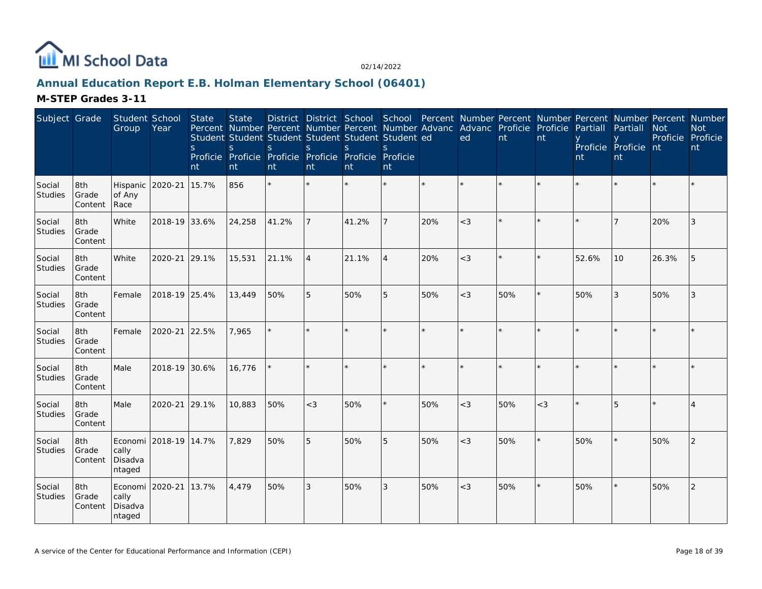# Annual Education Report E.B. Holman Elementary School (06401)

02/14/2022

## M-STEP Grades 3-11

| Subject | Grade | Student Group | School Year | State Percent Students Proficient | State Number Students Proficient | District Percent Students Proficient | District Number Students Proficient | School Percent Students Proficient | School Number Students Proficient | Percent Advanced | Number Advanced | Percent Proficient | Number Proficient | Percent Partially Proficient | Number Partially Proficient | Percent Not Proficient | Number Not Proficient |
|---|---|---|---|---|---|---|---|---|---|---|---|---|---|---|---|---|---|
| Social Studies | 8th Grade Content | Hispanic of Any Race | 2020-21 | 15.7% | 856 | * | * | * | * | * | * | * | * | * | * | * | * |
| Social Studies | 8th Grade Content | White | 2018-19 | 33.6% | 24,258 | 41.2% | 7 | 41.2% | 7 | 20% | <3 | * | * | * | 7 | 20% | 3 |
| Social Studies | 8th Grade Content | White | 2020-21 | 29.1% | 15,531 | 21.1% | 4 | 21.1% | 4 | 20% | <3 | * | * | 52.6% | 10 | 26.3% | 5 |
| Social Studies | 8th Grade Content | Female | 2018-19 | 25.4% | 13,449 | 50% | 5 | 50% | 5 | 50% | <3 | 50% | * | 50% | 3 | 50% | 3 |
| Social Studies | 8th Grade Content | Female | 2020-21 | 22.5% | 7,965 | * | * | * | * | * | * | * | * | * | * | * | * |
| Social Studies | 8th Grade Content | Male | 2018-19 | 30.6% | 16,776 | * | * | * | * | * | * | * | * | * | * | * | * |
| Social Studies | 8th Grade Content | Male | 2020-21 | 29.1% | 10,883 | 50% | <3 | 50% | * | 50% | <3 | 50% | <3 | * | 5 | * | 4 |
| Social Studies | 8th Grade Content | Economically Disadvantaged | 2018-19 | 14.7% | 7,829 | 50% | 5 | 50% | 5 | 50% | <3 | 50% | * | 50% | * | 50% | 2 |
| Social Studies | 8th Grade Content | Economically Disadvantaged | 2020-21 | 13.7% | 4,479 | 50% | 3 | 50% | 3 | 50% | <3 | 50% | * | 50% | * | 50% | 2 |

A service of the Center for Educational Performance and Information (CEPI)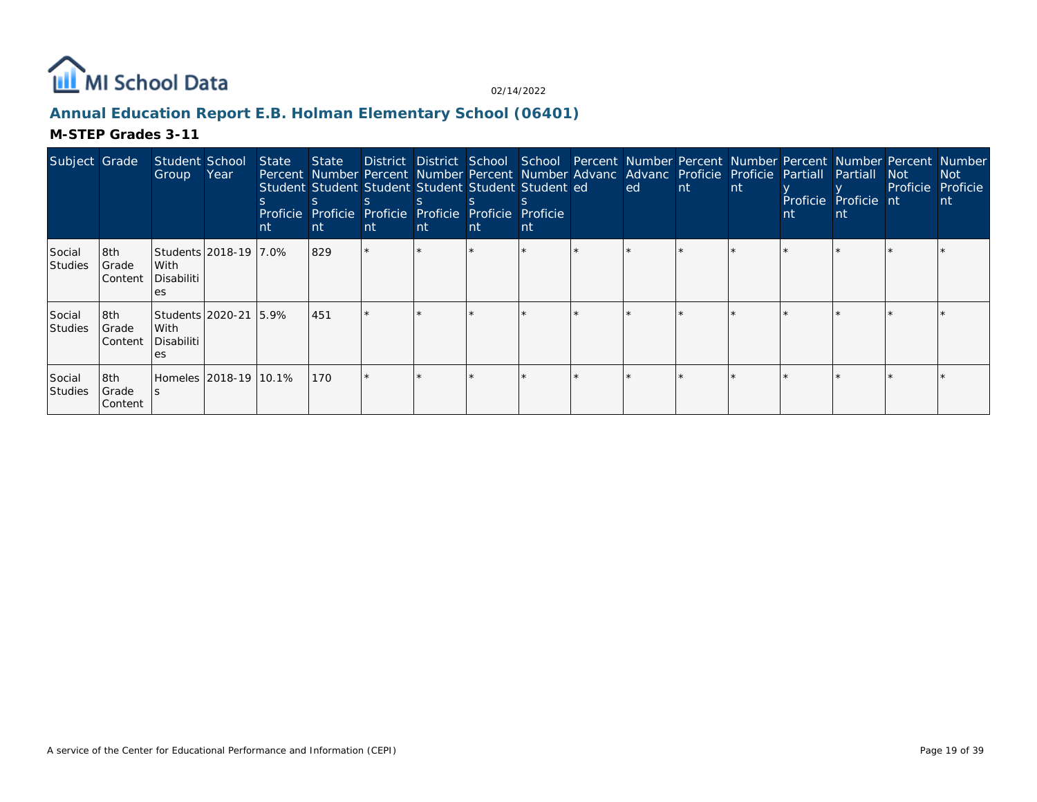MI School Data

02/14/2022

## Annual Education Report E.B. Holman Elementary School (06401)

### M-STEP Grades 3-11

| Subject | Grade | Student Group | School Year | State Percent Students Proficient | State Number Students Proficient | District Percent Students Proficient | District Number Students Proficient | School Percent Students Proficient | School Number Students Proficient | Percent Advanced | Number Advanced | Percent Proficient | Number Proficient | Percent Partially Proficient | Number Partially Proficient | Percent Not Proficient | Number Not Proficient |
|---|---|---|---|---|---|---|---|---|---|---|---|---|---|---|---|---|---|
| Social Studies | 8th Grade Content | Students With Disabilities | 2018-19 | 7.0% | 829 | * | * | * | * | * | * | * | * | * | * | * | * |
| Social Studies | 8th Grade Content | Students With Disabilities | 2020-21 | 5.9% | 451 | * | * | * | * | * | * | * | * | * | * | * | * |
| Social Studies | 8th Grade Content | Homeless | 2018-19 | 10.1% | 170 | * | * | * | * | * | * | * | * | * | * | * | * |

A service of the Center for Educational Performance and Information (CEPI)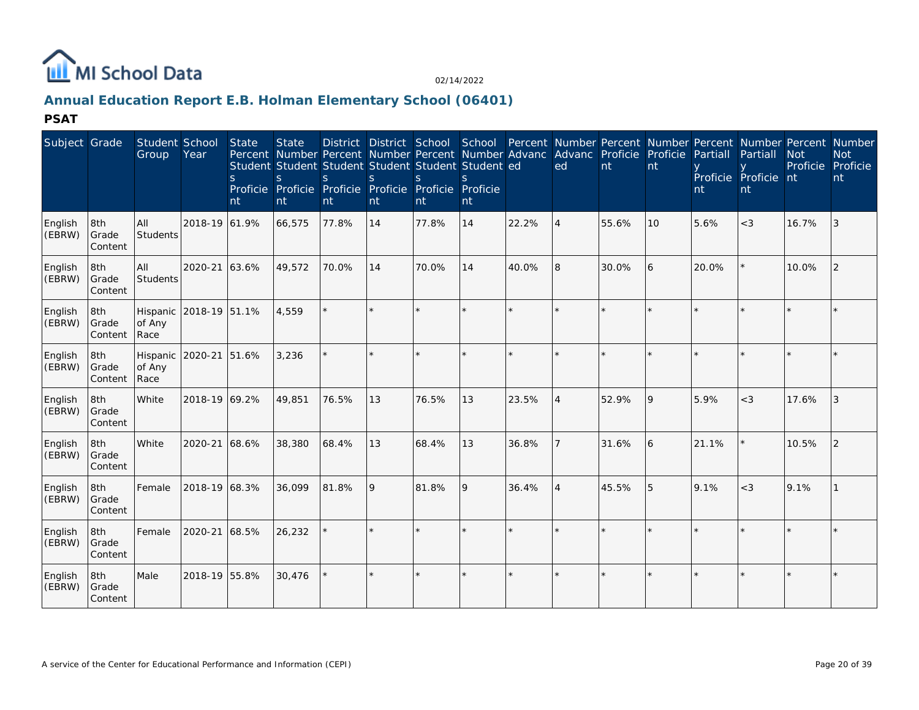## Annual Education Report E.B. Holman Elementary School (06401)

**PSAT**

| Subject | Grade | Student Group | School Year | State Percent Students Proficient | State Number Students Proficient | District Percent Students Proficient | District Number Students Proficient | School Percent Students Proficient | School Number Students Proficient | Percent Advanced | Number Advanced | Percent Proficient | Number Proficient | Percent Partially Proficient | Number Partially Proficient | Percent Not Proficient | Number Not Proficient |
|---|---|---|---|---|---|---|---|---|---|---|---|---|---|---|---|---|---|
| English (EBRW) | 8th Grade Content | All Students | 2018-19 | 61.9% | 66,575 | 77.8% | 14 | 77.8% | 14 | 22.2% | 4 | 55.6% | 10 | 5.6% | <3 | 16.7% | 3 |
| English (EBRW) | 8th Grade Content | All Students | 2020-21 | 63.6% | 49,572 | 70.0% | 14 | 70.0% | 14 | 40.0% | 8 | 30.0% | 6 | 20.0% | * | 10.0% | 2 |
| English (EBRW) | 8th Grade Content | Hispanic of Any Race | 2018-19 | 51.1% | 4,559 | * | * | * | * | * | * | * | * | * | * | * | * |
| English (EBRW) | 8th Grade Content | Hispanic of Any Race | 2020-21 | 51.6% | 3,236 | * | * | * | * | * | * | * | * | * | * | * | * |
| English (EBRW) | 8th Grade Content | White | 2018-19 | 69.2% | 49,851 | 76.5% | 13 | 76.5% | 13 | 23.5% | 4 | 52.9% | 9 | 5.9% | <3 | 17.6% | 3 |
| English (EBRW) | 8th Grade Content | White | 2020-21 | 68.6% | 38,380 | 68.4% | 13 | 68.4% | 13 | 36.8% | 7 | 31.6% | 6 | 21.1% | * | 10.5% | 2 |
| English (EBRW) | 8th Grade Content | Female | 2018-19 | 68.3% | 36,099 | 81.8% | 9 | 81.8% | 9 | 36.4% | 4 | 45.5% | 5 | 9.1% | <3 | 9.1% | 1 |
| English (EBRW) | 8th Grade Content | Female | 2020-21 | 68.5% | 26,232 | * | * | * | * | * | * | * | * | * | * | * | * |
| English (EBRW) | 8th Grade Content | Male | 2018-19 | 55.8% | 30,476 | * | * | * | * | * | * | * | * | * | * | * | * |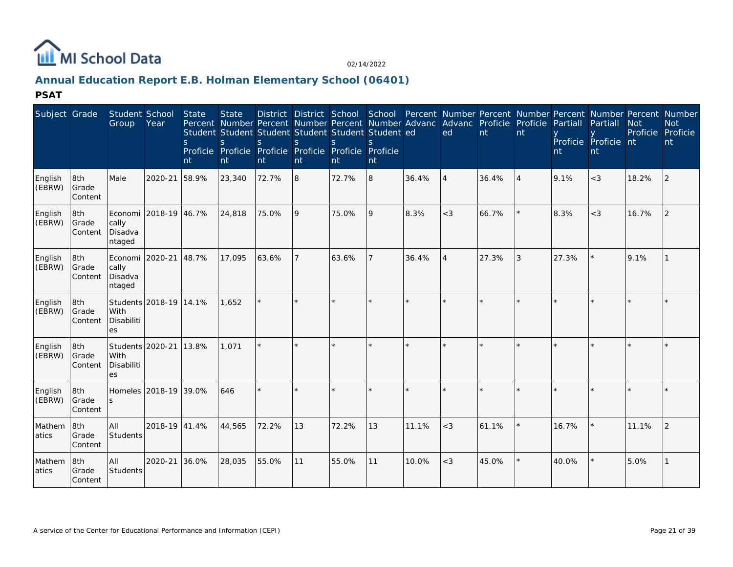MI School Data

02/14/2022

## Annual Education Report E.B. Holman Elementary School (06401)

### PSAT

| Subject | Grade | Student Group | School Year | State Percent Students Proficient | State Number Students Proficient | District Percent Students Proficient | District Number Students Proficient | School Percent Students Proficient | School Number Students Proficient | Percent Advanced | Number Advanced | Percent Proficient | Number Proficient | Percent Partially Proficient | Number Partially Proficient | Percent Not Proficient | Number Not Proficient |
|---|---|---|---|---|---|---|---|---|---|---|---|---|---|---|---|---|---|
| English (EBRW) | 8th Grade Content | Male | 2020-21 | 58.9% | 23,340 | 72.7% | 8 | 72.7% | 8 | 36.4% | 4 | 36.4% | 4 | 9.1% | <3 | 18.2% | 2 |
| English (EBRW) | 8th Grade Content | Economically Disadvantaged | 2018-19 | 46.7% | 24,818 | 75.0% | 9 | 75.0% | 9 | 8.3% | <3 | 66.7% | * | 8.3% | <3 | 16.7% | 2 |
| English (EBRW) | 8th Grade Content | Economically Disadvantaged | 2020-21 | 48.7% | 17,095 | 63.6% | 7 | 63.6% | 7 | 36.4% | 4 | 27.3% | 3 | 27.3% | * | 9.1% | 1 |
| English (EBRW) | 8th Grade Content | Students With Disabilities | 2018-19 | 14.1% | 1,652 | * | * | * | * | * | * | * | * | * | * | * | * |
| English (EBRW) | 8th Grade Content | Students With Disabilities | 2020-21 | 13.8% | 1,071 | * | * | * | * | * | * | * | * | * | * | * | * |
| English (EBRW) | 8th Grade Content | Homeless | 2018-19 | 39.0% | 646 | * | * | * | * | * | * | * | * | * | * | * | * |
| Mathematics | 8th Grade Content | All Students | 2018-19 | 41.4% | 44,565 | 72.2% | 13 | 72.2% | 13 | 11.1% | <3 | 61.1% | * | 16.7% | * | 11.1% | 2 |
| Mathematics | 8th Grade Content | All Students | 2020-21 | 36.0% | 28,035 | 55.0% | 11 | 55.0% | 11 | 10.0% | <3 | 45.0% | * | 40.0% | * | 5.0% | 1 |

A service of the Center for Educational Performance and Information (CEPI)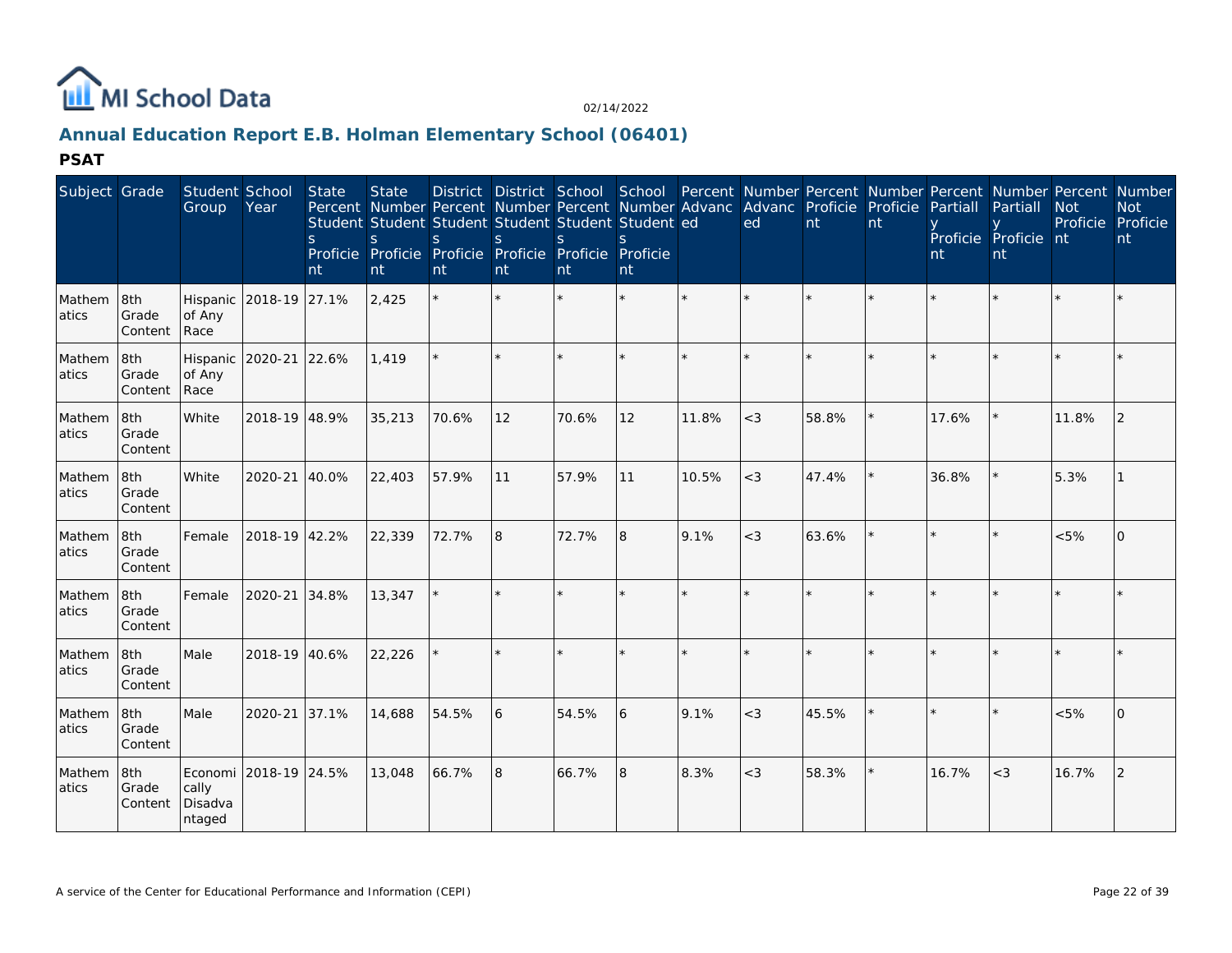MI School Data

02/14/2022

## Annual Education Report E.B. Holman Elementary School (06401)

### PSAT

| Subject | Grade | Student Group | School Year | State Percent Students Proficient | State Number Students Proficient | District Percent Students Proficient | District Number Students Proficient | School Percent Students Proficient | School Number Students Proficient | Percent Advanced | Number Advanced | Percent Proficient | Number Proficient | Percent Partially Proficient | Number Partially Proficient | Percent Not Proficient | Number Not Proficient |
|---|---|---|---|---|---|---|---|---|---|---|---|---|---|---|---|---|---|
| Mathematics | 8th Grade Content | Hispanic of Any Race | 2018-19 | 27.1% | 2,425 | * | * | * | * | * | * | * | * | * | * | * | * |
| Mathematics | 8th Grade Content | Hispanic of Any Race | 2020-21 | 22.6% | 1,419 | * | * | * | * | * | * | * | * | * | * | * | * |
| Mathematics | 8th Grade Content | White | 2018-19 | 48.9% | 35,213 | 70.6% | 12 | 70.6% | 12 | 11.8% | <3 | 58.8% | * | 17.6% | * | 11.8% | 2 |
| Mathematics | 8th Grade Content | White | 2020-21 | 40.0% | 22,403 | 57.9% | 11 | 57.9% | 11 | 10.5% | <3 | 47.4% | * | 36.8% | * | 5.3% | 1 |
| Mathematics | 8th Grade Content | Female | 2018-19 | 42.2% | 22,339 | 72.7% | 8 | 72.7% | 8 | 9.1% | <3 | 63.6% | * | * | * | <5% | 0 |
| Mathematics | 8th Grade Content | Female | 2020-21 | 34.8% | 13,347 | * | * | * | * | * | * | * | * | * | * | * | * |
| Mathematics | 8th Grade Content | Male | 2018-19 | 40.6% | 22,226 | * | * | * | * | * | * | * | * | * | * | * | * |
| Mathematics | 8th Grade Content | Male | 2020-21 | 37.1% | 14,688 | 54.5% | 6 | 54.5% | 6 | 9.1% | <3 | 45.5% | * | * | * | <5% | 0 |
| Mathematics | 8th Grade Content | Economically Disadvantaged | 2018-19 | 24.5% | 13,048 | 66.7% | 8 | 66.7% | 8 | 8.3% | <3 | 58.3% | * | 16.7% | <3 | 16.7% | 2 |

A service of the Center for Educational Performance and Information (CEPI)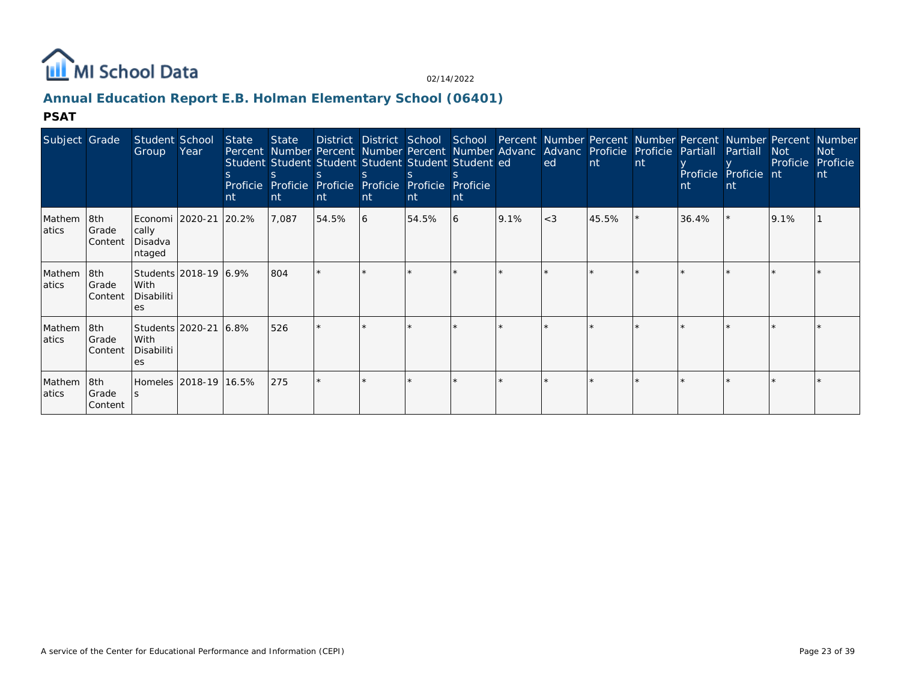# Annual Education Report E.B. Holman Elementary School (06401)

## PSAT

| Subject | Grade | Student Group | School Year | State Percent Students Proficient | State Number Students Proficient | District Percent Students Proficient | District Number Students Proficient | School Percent Students Proficient | School Number Students Proficient | Percent Advanced | Number Advanced | Percent Proficient | Number Proficient | Percent Partially Proficient | Number Partially Proficient | Percent Not Proficient | Number Not Proficient |
|---|---|---|---|---|---|---|---|---|---|---|---|---|---|---|---|---|---|
| Mathematics | 8th Grade Content | Economically Disadvantaged | 2020-21 | 20.2% | 7,087 | 54.5% | 6 | 54.5% | 6 | 9.1% | <3 | 45.5% | * | 36.4% | * | 9.1% | 1 |
| Mathematics | 8th Grade Content | Students With Disabilities | 2018-19 | 6.9% | 804 | * | * | * | * | * | * | * | * | * | * | * | * |
| Mathematics | 8th Grade Content | Students With Disabilities | 2020-21 | 6.8% | 526 | * | * | * | * | * | * | * | * | * | * | * | * |
| Mathematics | 8th Grade Content | Homeless | 2018-19 | 16.5% | 275 | * | * | * | * | * | * | * | * | * | * | * | * |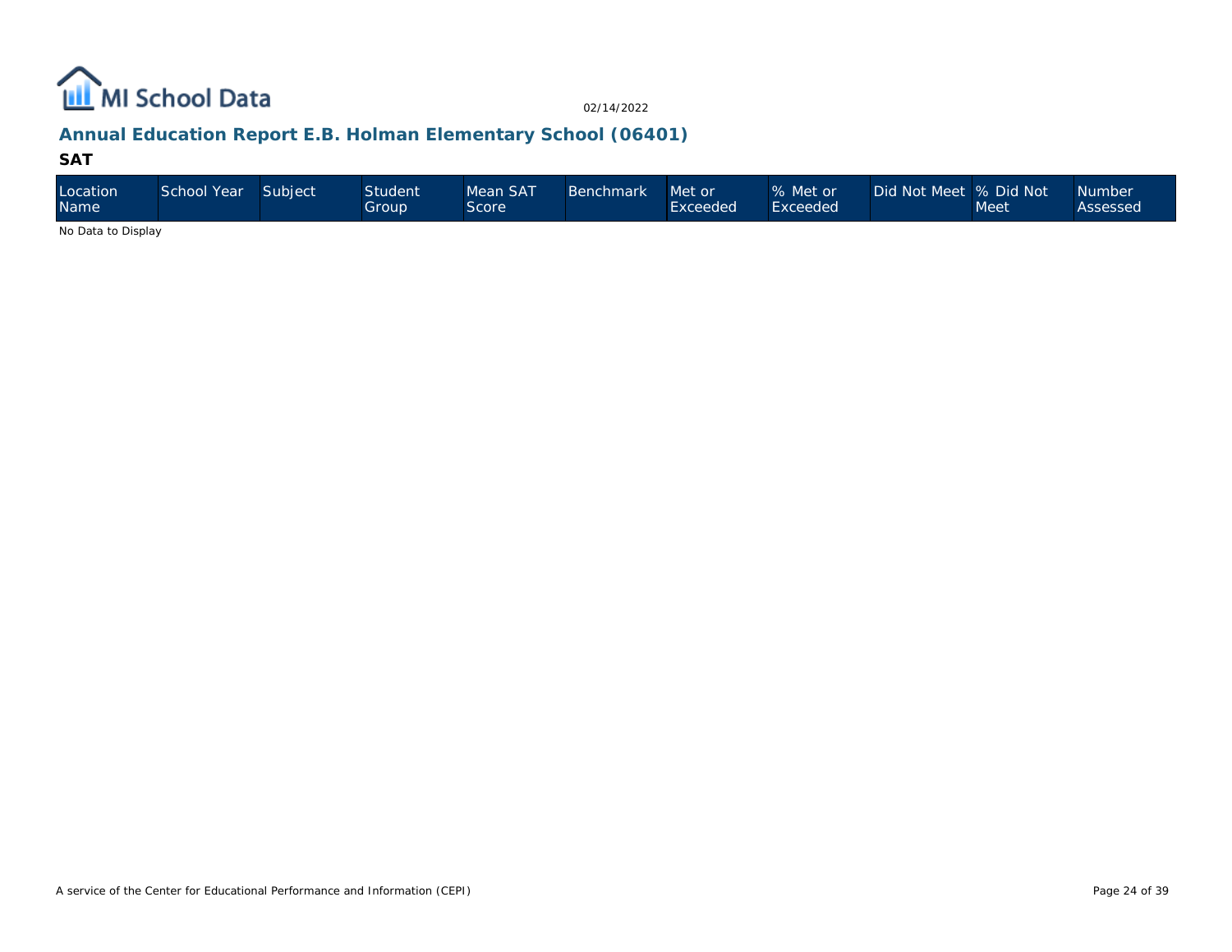## Annual Education Report E.B. Holman Elementary School (06401)

### SAT

| Location Name | School Year | Subject | Student Group | Mean SAT Score | Benchmark | Met or Exceeded | % Met or Exceeded | Did Not Meet | % Did Not Meet | Number Assessed |
|---|---|---|---|---|---|---|---|---|---|---|

No Data to Display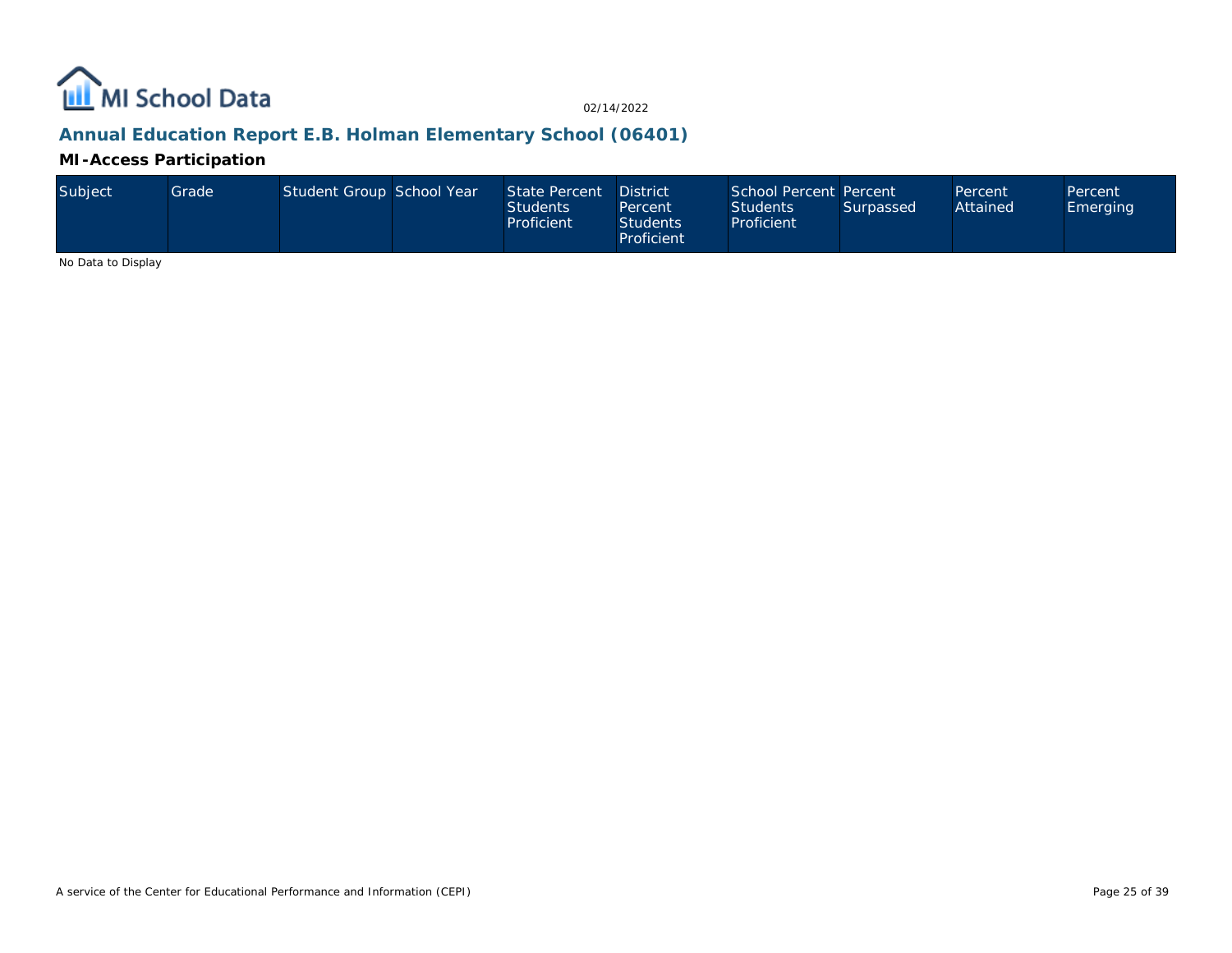## Annual Education Report E.B. Holman Elementary School (06401)

### MI-Access Participation

| Subject | Grade | Student Group | School Year | State Percent Students Proficient | District Percent Students Proficient | School Percent Students Proficient | Percent Surpassed | Percent Attained | Percent Emerging |
|---|---|---|---|---|---|---|---|---|---|

No Data to Display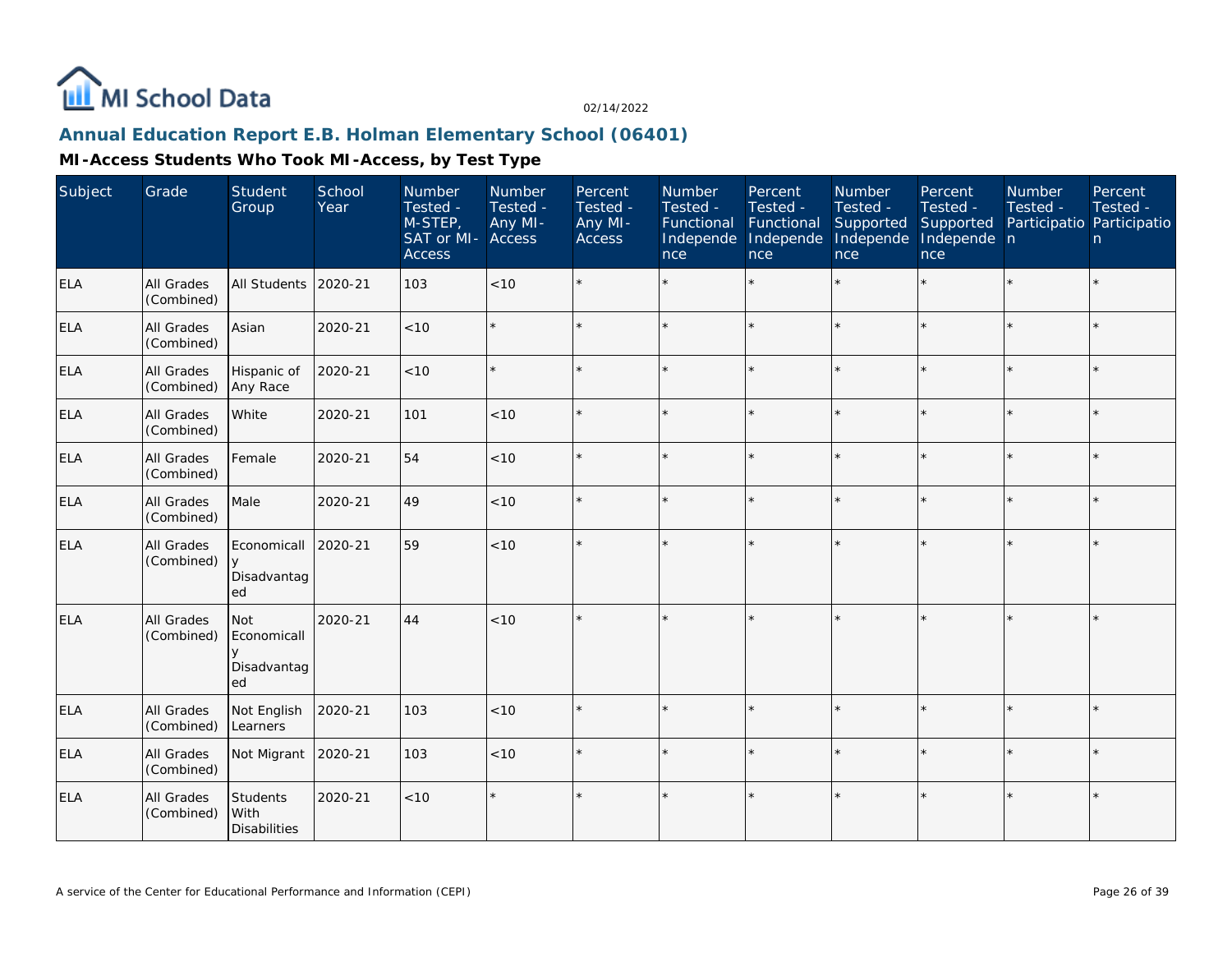MI School Data

02/14/2022

## Annual Education Report E.B. Holman Elementary School (06401)

### MI-Access Students Who Took MI-Access, by Test Type

| Subject | Grade | Student Group | School Year | Number Tested - M-STEP, SAT or MI-Access | Number Tested - Any MI-Access | Percent Tested - Any MI-Access | Number Tested - Functional Independence | Percent Tested - Functional Independence | Number Tested - Supported Independence | Percent Tested - Supported Independence | Number Tested - Participation | Percent Tested - Participation |
|---|---|---|---|---|---|---|---|---|---|---|---|---|
| ELA | All Grades (Combined) | All Students | 2020-21 | 103 | <10 | * | * | * | * | * | * | * |
| ELA | All Grades (Combined) | Asian | 2020-21 | <10 | * | * | * | * | * | * | * | * |
| ELA | All Grades (Combined) | Hispanic of Any Race | 2020-21 | <10 | * | * | * | * | * | * | * | * |
| ELA | All Grades (Combined) | White | 2020-21 | 101 | <10 | * | * | * | * | * | * | * |
| ELA | All Grades (Combined) | Female | 2020-21 | 54 | <10 | * | * | * | * | * | * | * |
| ELA | All Grades (Combined) | Male | 2020-21 | 49 | <10 | * | * | * | * | * | * | * |
| ELA | All Grades (Combined) | Economically Disadvantaged | 2020-21 | 59 | <10 | * | * | * | * | * | * | * |
| ELA | All Grades (Combined) | Not Economically Disadvantaged | 2020-21 | 44 | <10 | * | * | * | * | * | * | * |
| ELA | All Grades (Combined) | Not English Learners | 2020-21 | 103 | <10 | * | * | * | * | * | * | * |
| ELA | All Grades (Combined) | Not Migrant | 2020-21 | 103 | <10 | * | * | * | * | * | * | * |
| ELA | All Grades (Combined) | Students With Disabilities | 2020-21 | <10 | * | * | * | * | * | * | * | * |

A service of the Center for Educational Performance and Information (CEPI)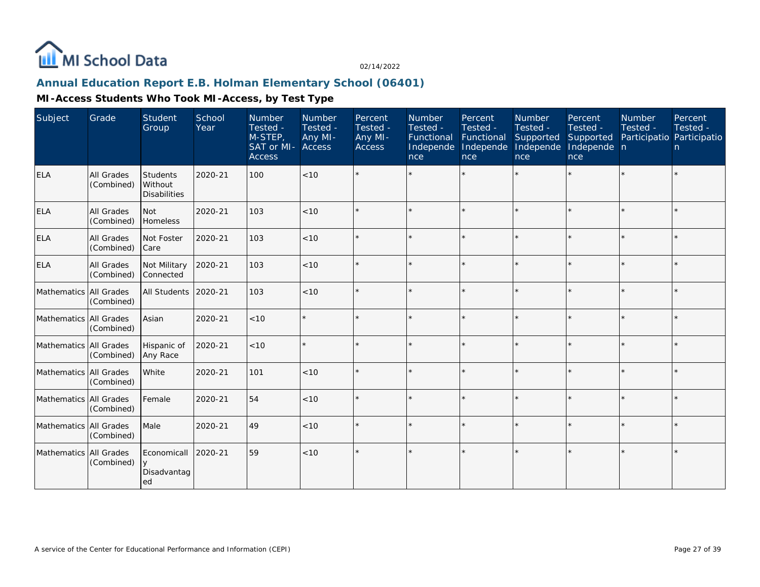MI School Data

02/14/2022

## Annual Education Report E.B. Holman Elementary School (06401)

### MI-Access Students Who Took MI-Access, by Test Type

| Subject | Grade | Student Group | School Year | Number Tested - M-STEP, SAT or MI-Access | Number Tested - Any MI-Access | Percent Tested - Any MI-Access | Number Tested - Functional Independence | Percent Tested - Functional Independence | Number Tested - Supported Independence | Percent Tested - Supported Independence | Number Tested - Participation | Percent Tested - Participation |
|---|---|---|---|---|---|---|---|---|---|---|---|---|
| ELA | All Grades (Combined) | Students Without Disabilities | 2020-21 | 100 | <10 | * | * | * | * | * | * | * |
| ELA | All Grades (Combined) | Not Homeless | 2020-21 | 103 | <10 | * | * | * | * | * | * | * |
| ELA | All Grades (Combined) | Not Foster Care | 2020-21 | 103 | <10 | * | * | * | * | * | * | * |
| ELA | All Grades (Combined) | Not Military Connected | 2020-21 | 103 | <10 | * | * | * | * | * | * | * |
| Mathematics | All Grades (Combined) | All Students | 2020-21 | 103 | <10 | * | * | * | * | * | * | * |
| Mathematics | All Grades (Combined) | Asian | 2020-21 | <10 | * | * | * | * | * | * | * | * |
| Mathematics | All Grades (Combined) | Hispanic of Any Race | 2020-21 | <10 | * | * | * | * | * | * | * | * |
| Mathematics | All Grades (Combined) | White | 2020-21 | 101 | <10 | * | * | * | * | * | * | * |
| Mathematics | All Grades (Combined) | Female | 2020-21 | 54 | <10 | * | * | * | * | * | * | * |
| Mathematics | All Grades (Combined) | Male | 2020-21 | 49 | <10 | * | * | * | * | * | * | * |
| Mathematics | All Grades (Combined) | Economically Disadvantaged | 2020-21 | 59 | <10 | * | * | * | * | * | * | * |

A service of the Center for Educational Performance and Information (CEPI)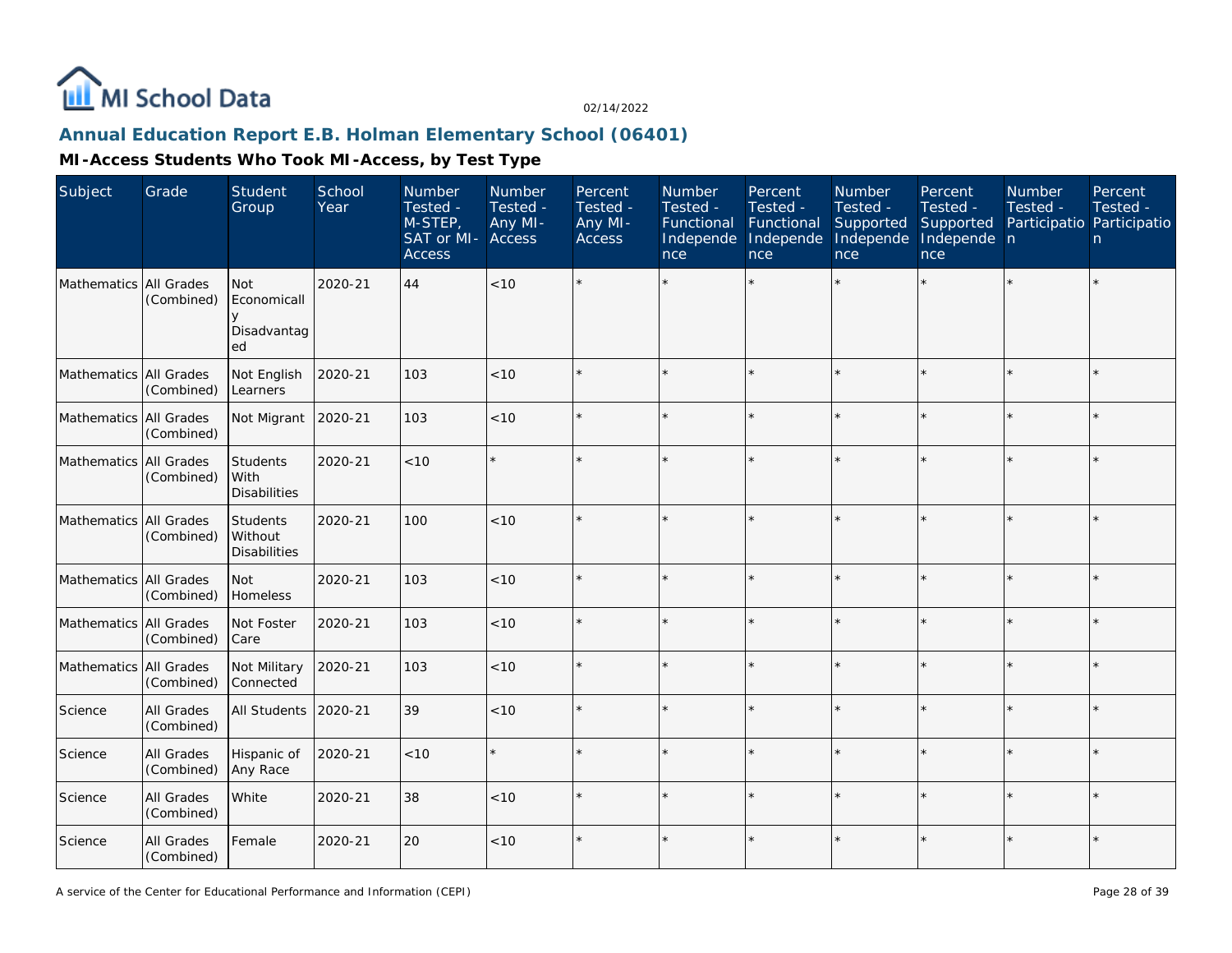## Annual Education Report E.B. Holman Elementary School (06401)

### MI-Access Students Who Took MI-Access, by Test Type

| Subject | Grade | Student Group | School Year | Number Tested - M-STEP, SAT or MI-Access | Number Tested - Any MI-Access | Percent Tested - Any MI-Access | Number Tested - Functional Independence | Percent Tested - Functional Independence | Number Tested - Supported Independence | Percent Tested - Supported Independence | Number Tested - Participation | Percent Tested - Participation |
|---|---|---|---|---|---|---|---|---|---|---|---|---|
| Mathematics | All Grades (Combined) | Not Economically Disadvantaged | 2020-21 | 44 | <10 | * | * | * | * | * | * | * |
| Mathematics | All Grades (Combined) | Not English Learners | 2020-21 | 103 | <10 | * | * | * | * | * | * | * |
| Mathematics | All Grades (Combined) | Not Migrant | 2020-21 | 103 | <10 | * | * | * | * | * | * | * |
| Mathematics | All Grades (Combined) | Students With Disabilities | 2020-21 | <10 | * | * | * | * | * | * | * | * |
| Mathematics | All Grades (Combined) | Students Without Disabilities | 2020-21 | 100 | <10 | * | * | * | * | * | * | * |
| Mathematics | All Grades (Combined) | Not Homeless | 2020-21 | 103 | <10 | * | * | * | * | * | * | * |
| Mathematics | All Grades (Combined) | Not Foster Care | 2020-21 | 103 | <10 | * | * | * | * | * | * | * |
| Mathematics | All Grades (Combined) | Not Military Connected | 2020-21 | 103 | <10 | * | * | * | * | * | * | * |
| Science | All Grades (Combined) | All Students | 2020-21 | 39 | <10 | * | * | * | * | * | * | * |
| Science | All Grades (Combined) | Hispanic of Any Race | 2020-21 | <10 | * | * | * | * | * | * | * | * |
| Science | All Grades (Combined) | White | 2020-21 | 38 | <10 | * | * | * | * | * | * | * |
| Science | All Grades (Combined) | Female | 2020-21 | 20 | <10 | * | * | * | * | * | * | * |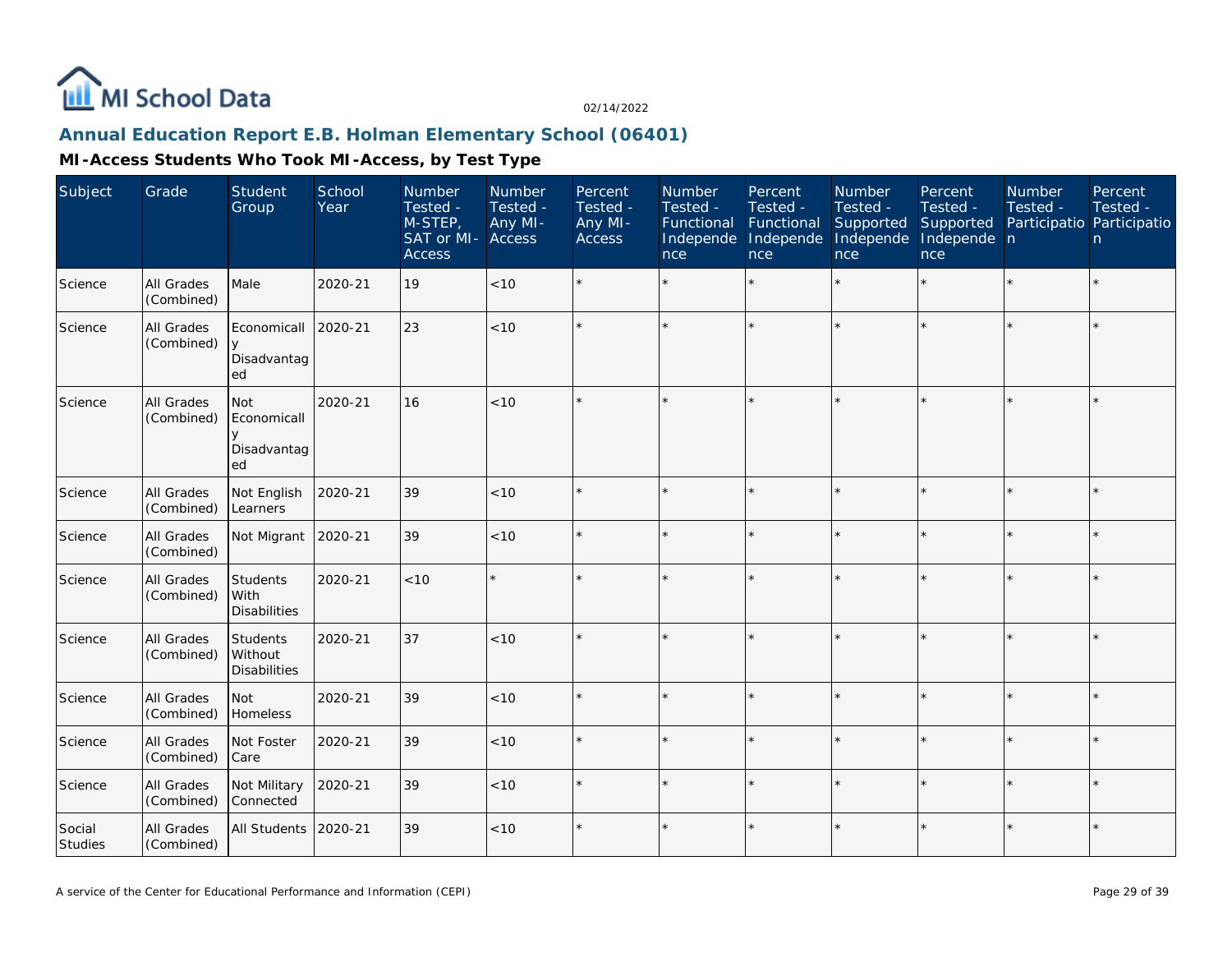# Annual Education Report E.B. Holman Elementary School (06401)

## MI-Access Students Who Took MI-Access, by Test Type

| Subject | Grade | Student Group | School Year | Number Tested - M-STEP, SAT or MI-Access | Number Tested - Any MI-Access | Percent Tested - Any MI-Access | Number Tested - Functional Independence | Percent Tested - Functional Independence | Number Tested - Supported Independence | Percent Tested - Supported Independence | Number Tested - Participation | Percent Tested - Participation |
|---|---|---|---|---|---|---|---|---|---|---|---|---|
| Science | All Grades (Combined) | Male | 2020-21 | 19 | <10 | * | * | * | * | * | * | * |
| Science | All Grades (Combined) | Economically Disadvantaged | 2020-21 | 23 | <10 | * | * | * | * | * | * | * |
| Science | All Grades (Combined) | Not Economically Disadvantaged | 2020-21 | 16 | <10 | * | * | * | * | * | * | * |
| Science | All Grades (Combined) | Not English Learners | 2020-21 | 39 | <10 | * | * | * | * | * | * | * |
| Science | All Grades (Combined) | Not Migrant | 2020-21 | 39 | <10 | * | * | * | * | * | * | * |
| Science | All Grades (Combined) | Students With Disabilities | 2020-21 | <10 | * | * | * | * | * | * | * | * |
| Science | All Grades (Combined) | Students Without Disabilities | 2020-21 | 37 | <10 | * | * | * | * | * | * | * |
| Science | All Grades (Combined) | Not Homeless | 2020-21 | 39 | <10 | * | * | * | * | * | * | * |
| Science | All Grades (Combined) | Not Foster Care | 2020-21 | 39 | <10 | * | * | * | * | * | * | * |
| Science | All Grades (Combined) | Not Military Connected | 2020-21 | 39 | <10 | * | * | * | * | * | * | * |
| Social Studies | All Grades (Combined) | All Students | 2020-21 | 39 | <10 | * | * | * | * | * | * | * |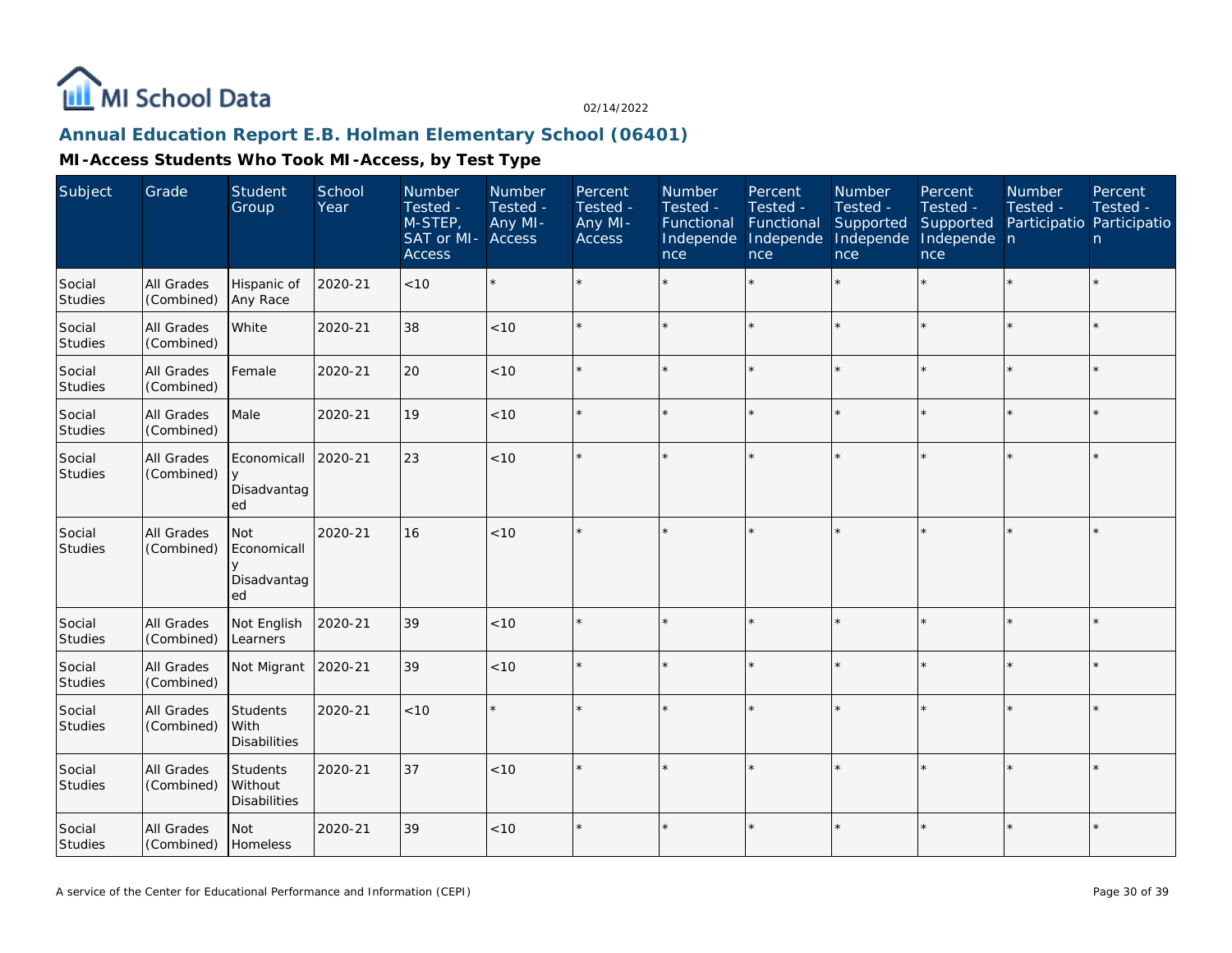## Annual Education Report E.B. Holman Elementary School (06401)

### MI-Access Students Who Took MI-Access, by Test Type

| Subject | Grade | Student Group | School Year | Number Tested - M-STEP, SAT or MI-Access | Number Tested - Any MI-Access | Percent Tested - Any MI-Access | Number Tested - Functional Independence | Percent Tested - Functional Independence | Number Tested - Supported Independence | Percent Tested - Supported Independence | Number Tested - Participation | Percent Tested - Participation |
|---|---|---|---|---|---|---|---|---|---|---|---|---|
| Social Studies | All Grades (Combined) | Hispanic of Any Race | 2020-21 | <10 | * | * | * | * | * | * | * | * |
| Social Studies | All Grades (Combined) | White | 2020-21 | 38 | <10 | * | * | * | * | * | * | * |
| Social Studies | All Grades (Combined) | Female | 2020-21 | 20 | <10 | * | * | * | * | * | * | * |
| Social Studies | All Grades (Combined) | Male | 2020-21 | 19 | <10 | * | * | * | * | * | * | * |
| Social Studies | All Grades (Combined) | Economically Disadvantaged | 2020-21 | 23 | <10 | * | * | * | * | * | * | * |
| Social Studies | All Grades (Combined) | Not Economically Disadvantaged | 2020-21 | 16 | <10 | * | * | * | * | * | * | * |
| Social Studies | All Grades (Combined) | Not English Learners | 2020-21 | 39 | <10 | * | * | * | * | * | * | * |
| Social Studies | All Grades (Combined) | Not Migrant | 2020-21 | 39 | <10 | * | * | * | * | * | * | * |
| Social Studies | All Grades (Combined) | Students With Disabilities | 2020-21 | <10 | * | * | * | * | * | * | * | * |
| Social Studies | All Grades (Combined) | Students Without Disabilities | 2020-21 | 37 | <10 | * | * | * | * | * | * | * |
| Social Studies | All Grades (Combined) | Not Homeless | 2020-21 | 39 | <10 | * | * | * | * | * | * | * |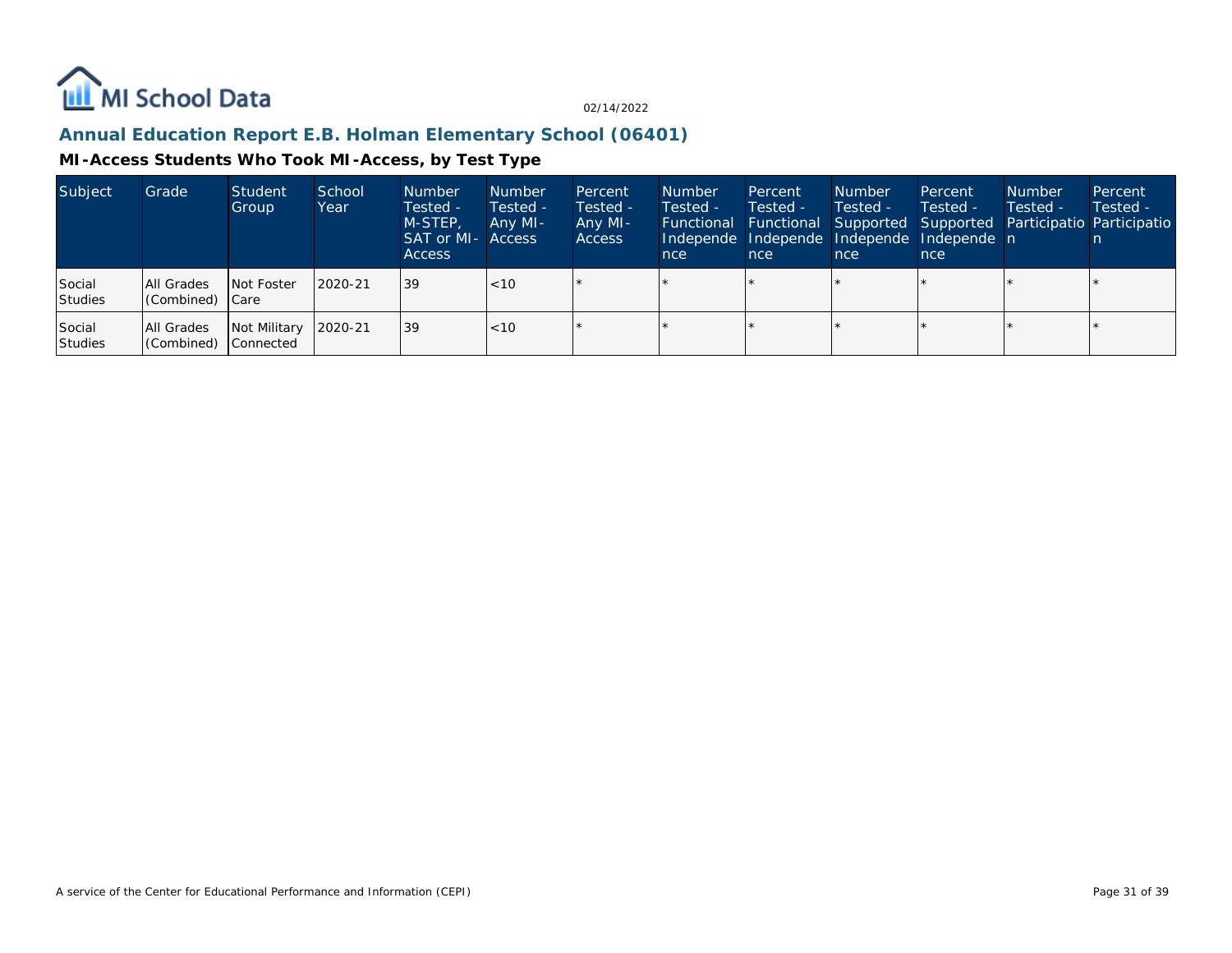## Annual Education Report E.B. Holman Elementary School (06401)

### MI-Access Students Who Took MI-Access, by Test Type

| Subject | Grade | Student Group | School Year | Number Tested - M-STEP, SAT or MI-Access | Number Tested - Any MI-Access | Percent Tested - Any MI-Access | Number Tested - Functional Independence | Percent Tested - Functional Independence | Number Tested - Supported Independence | Percent Tested - Supported Independence | Number Tested - Participation | Percent Tested - Participation |
|---|---|---|---|---|---|---|---|---|---|---|---|---|
| Social Studies | All Grades (Combined) | Not Foster Care | 2020-21 | 39 | <10 | * | * | * | * | * | * | * |
| Social Studies | All Grades (Combined) | Not Military Connected | 2020-21 | 39 | <10 | * | * | * | * | * | * | * |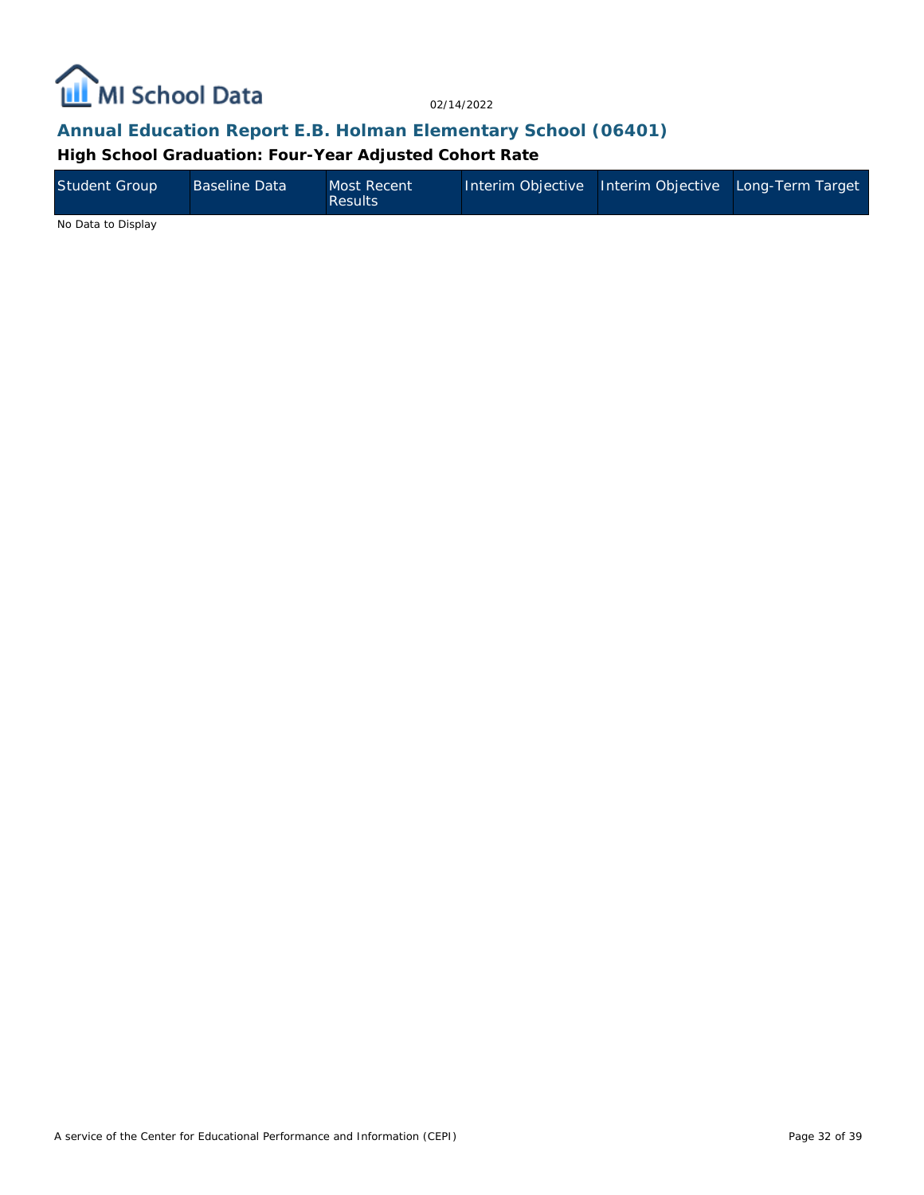## Annual Education Report E.B. Holman Elementary School (06401)

### High School Graduation: Four-Year Adjusted Cohort Rate

| Student Group | Baseline Data | Most Recent Results | Interim Objective | Interim Objective | Long-Term Target |
|---|---|---|---|---|---|

No Data to Display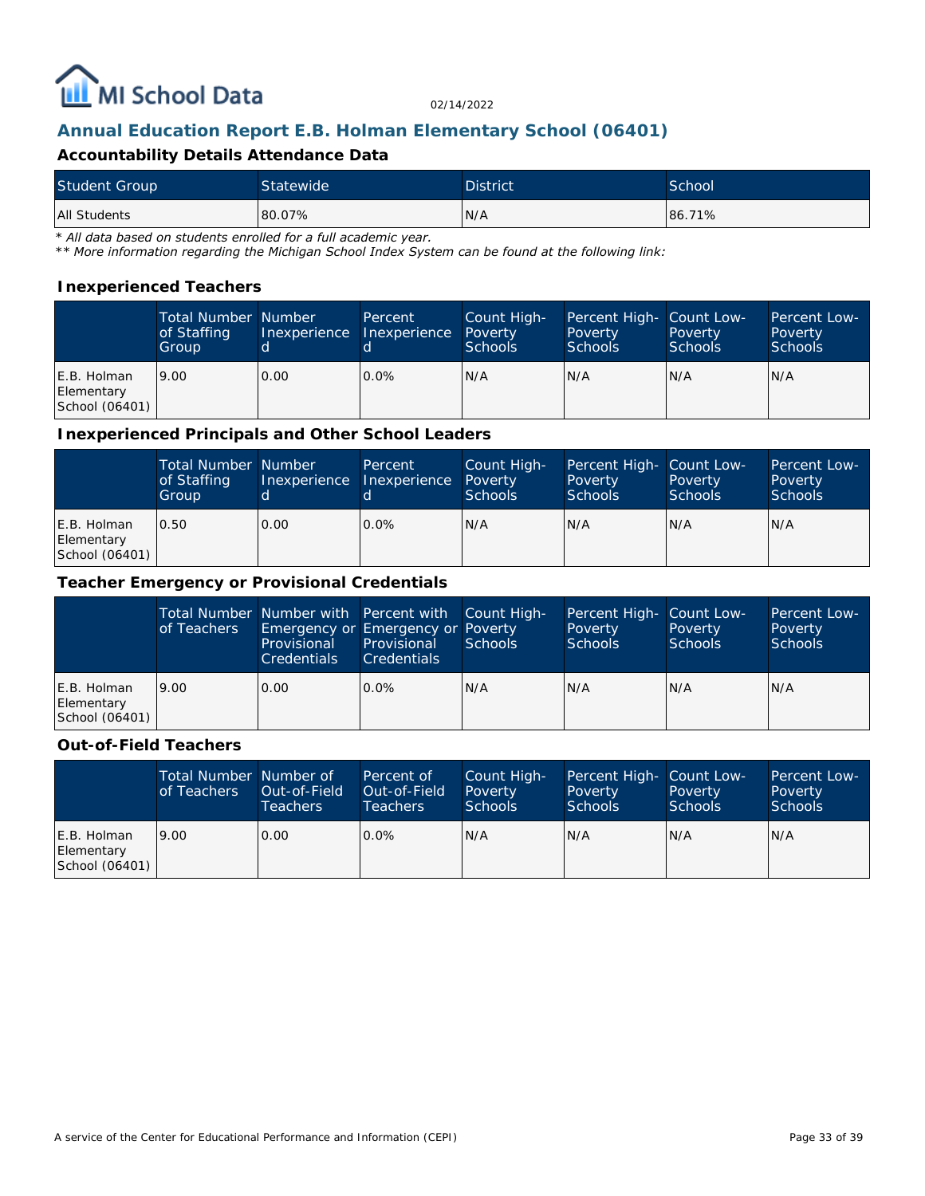MI School Data

02/14/2022

## Annual Education Report E.B. Holman Elementary School (06401)

### Accountability Details Attendance Data

| Student Group | Statewide | District | School |
| --- | --- | --- | --- |
| All Students | 80.07% | N/A | 86.71% |

*\* All data based on students enrolled for a full academic year.*
*\*\* More information regarding the Michigan School Index System can be found at the following link:*

### Inexperienced Teachers

| | Total Number of Staffing Group | Number Inexperienced | Percent Inexperienced | Count High-Poverty Schools | Percent High-Poverty Schools | Count Low-Poverty Schools | Percent Low-Poverty Schools |
| --- | --- | --- | --- | --- | --- | --- | --- |
| E.B. Holman Elementary School (06401) | 9.00 | 0.00 | 0.0% | N/A | N/A | N/A | N/A |

### Inexperienced Principals and Other School Leaders

| | Total Number of Staffing Group | Number Inexperienced | Percent Inexperienced | Count High-Poverty Schools | Percent High-Poverty Schools | Count Low-Poverty Schools | Percent Low-Poverty Schools |
| --- | --- | --- | --- | --- | --- | --- | --- |
| E.B. Holman Elementary School (06401) | 0.50 | 0.00 | 0.0% | N/A | N/A | N/A | N/A |

### Teacher Emergency or Provisional Credentials

| | Total Number of Teachers | Number with Emergency or Provisional Credentials | Percent with Emergency or Provisional Credentials | Count High-Poverty Schools | Percent High-Poverty Schools | Count Low-Poverty Schools | Percent Low-Poverty Schools |
| --- | --- | --- | --- | --- | --- | --- | --- |
| E.B. Holman Elementary School (06401) | 9.00 | 0.00 | 0.0% | N/A | N/A | N/A | N/A |

### Out-of-Field Teachers

| | Total Number of Teachers | Number of Out-of-Field Teachers | Percent of Out-of-Field Teachers | Count High-Poverty Schools | Percent High-Poverty Schools | Count Low-Poverty Schools | Percent Low-Poverty Schools |
| --- | --- | --- | --- | --- | --- | --- | --- |
| E.B. Holman Elementary School (06401) | 9.00 | 0.00 | 0.0% | N/A | N/A | N/A | N/A |

A service of the Center for Educational Performance and Information (CEPI)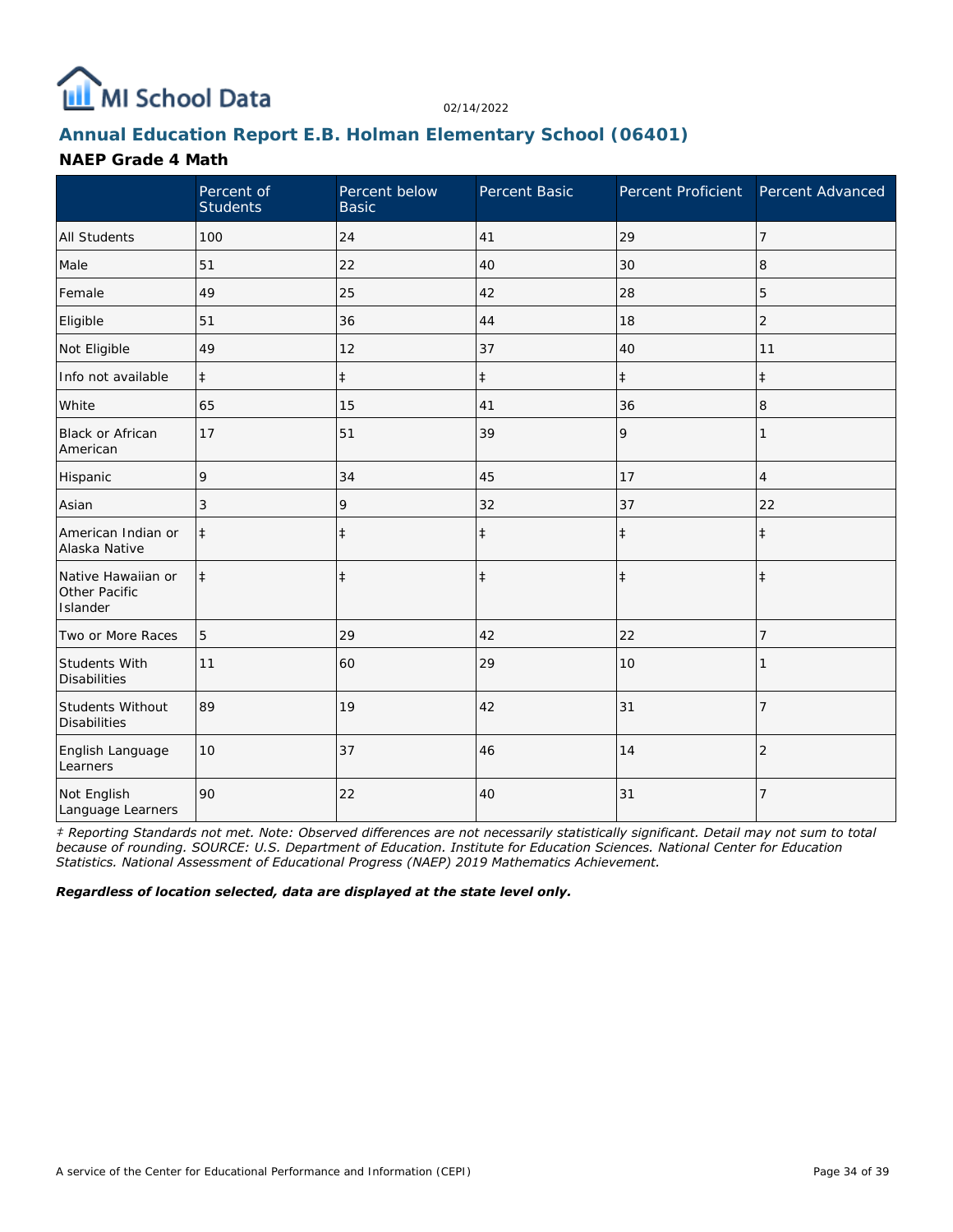MI School Data

02/14/2022

## Annual Education Report E.B. Holman Elementary School (06401)

### NAEP Grade 4 Math

| | Percent of Students | Percent below Basic | Percent Basic | Percent Proficient | Percent Advanced |
|---|---|---|---|---|---|
| All Students | 100 | 24 | 41 | 29 | 7 |
| Male | 51 | 22 | 40 | 30 | 8 |
| Female | 49 | 25 | 42 | 28 | 5 |
| Eligible | 51 | 36 | 44 | 18 | 2 |
| Not Eligible | 49 | 12 | 37 | 40 | 11 |
| Info not available | ‡ | ‡ | ‡ | ‡ | ‡ |
| White | 65 | 15 | 41 | 36 | 8 |
| Black or African American | 17 | 51 | 39 | 9 | 1 |
| Hispanic | 9 | 34 | 45 | 17 | 4 |
| Asian | 3 | 9 | 32 | 37 | 22 |
| American Indian or Alaska Native | ‡ | ‡ | ‡ | ‡ | ‡ |
| Native Hawaiian or Other Pacific Islander | ‡ | ‡ | ‡ | ‡ | ‡ |
| Two or More Races | 5 | 29 | 42 | 22 | 7 |
| Students With Disabilities | 11 | 60 | 29 | 10 | 1 |
| Students Without Disabilities | 89 | 19 | 42 | 31 | 7 |
| English Language Learners | 10 | 37 | 46 | 14 | 2 |
| Not English Language Learners | 90 | 22 | 40 | 31 | 7 |

*‡ Reporting Standards not met. Note: Observed differences are not necessarily statistically significant. Detail may not sum to total because of rounding. SOURCE: U.S. Department of Education. Institute for Education Sciences. National Center for Education Statistics. National Assessment of Educational Progress (NAEP) 2019 Mathematics Achievement.*

***Regardless of location selected, data are displayed at the state level only.***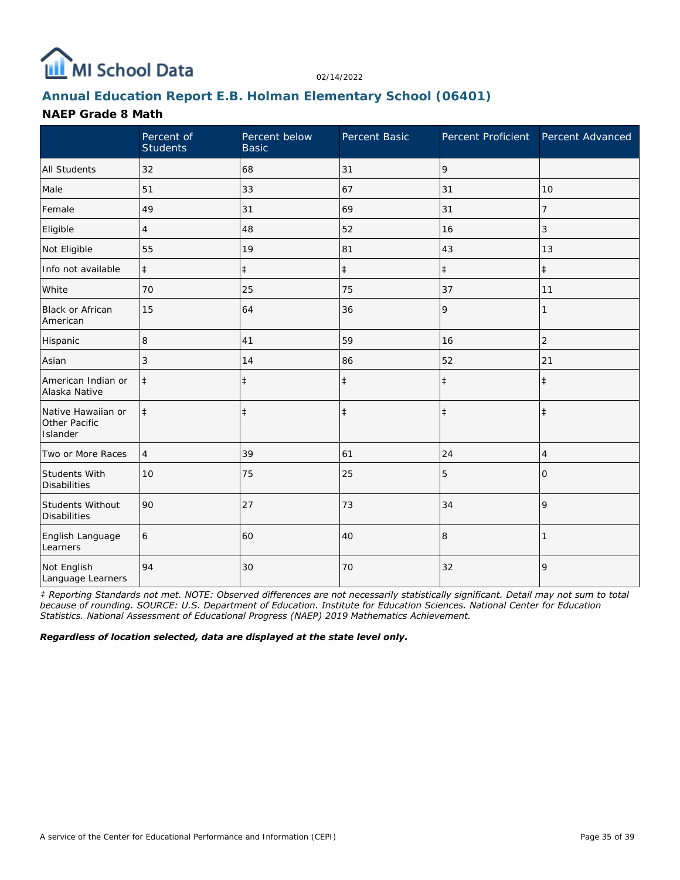MI School Data

02/14/2022

## Annual Education Report E.B. Holman Elementary School (06401)

### NAEP Grade 8 Math

| | Percent of Students | Percent below Basic | Percent Basic | Percent Proficient | Percent Advanced |
|---|---|---|---|---|---|
| All Students | 32 | 68 | 31 | 9 | |
| Male | 51 | 33 | 67 | 31 | 10 |
| Female | 49 | 31 | 69 | 31 | 7 |
| Eligible | 4 | 48 | 52 | 16 | 3 |
| Not Eligible | 55 | 19 | 81 | 43 | 13 |
| Info not available | ‡ | ‡ | ‡ | ‡ | ‡ |
| White | 70 | 25 | 75 | 37 | 11 |
| Black or African American | 15 | 64 | 36 | 9 | 1 |
| Hispanic | 8 | 41 | 59 | 16 | 2 |
| Asian | 3 | 14 | 86 | 52 | 21 |
| American Indian or Alaska Native | ‡ | ‡ | ‡ | ‡ | ‡ |
| Native Hawaiian or Other Pacific Islander | ‡ | ‡ | ‡ | ‡ | ‡ |
| Two or More Races | 4 | 39 | 61 | 24 | 4 |
| Students With Disabilities | 10 | 75 | 25 | 5 | 0 |
| Students Without Disabilities | 90 | 27 | 73 | 34 | 9 |
| English Language Learners | 6 | 60 | 40 | 8 | 1 |
| Not English Language Learners | 94 | 30 | 70 | 32 | 9 |

*‡ Reporting Standards not met. NOTE: Observed differences are not necessarily statistically significant. Detail may not sum to total because of rounding. SOURCE: U.S. Department of Education. Institute for Education Sciences. National Center for Education Statistics. National Assessment of Educational Progress (NAEP) 2019 Mathematics Achievement.*

***Regardless of location selected, data are displayed at the state level only.***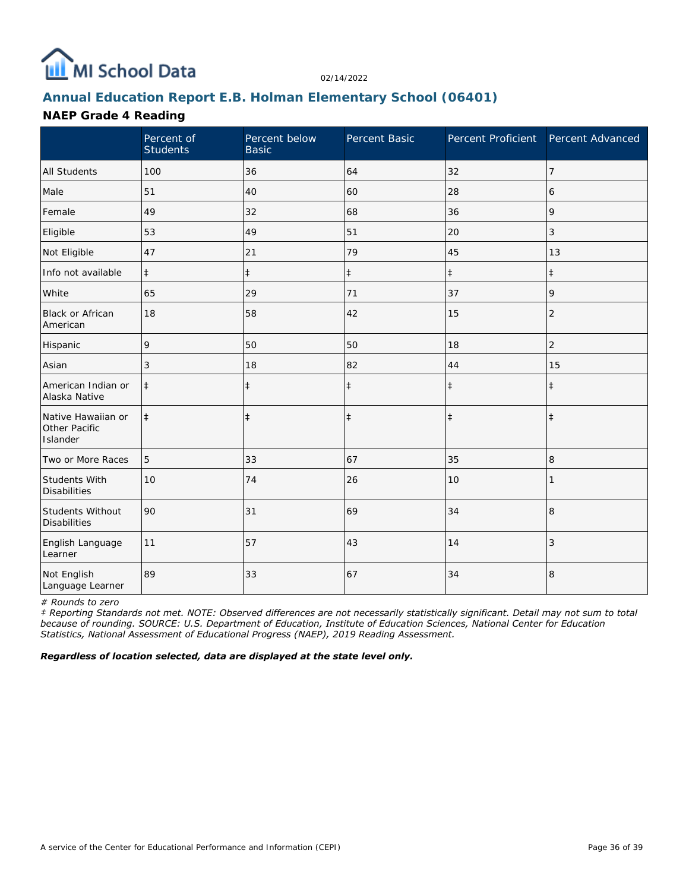## Annual Education Report E.B. Holman Elementary School (06401)

### NAEP Grade 4 Reading

| | Percent of Students | Percent below Basic | Percent Basic | Percent Proficient | Percent Advanced |
|---|---|---|---|---|---|
| All Students | 100 | 36 | 64 | 32 | 7 |
| Male | 51 | 40 | 60 | 28 | 6 |
| Female | 49 | 32 | 68 | 36 | 9 |
| Eligible | 53 | 49 | 51 | 20 | 3 |
| Not Eligible | 47 | 21 | 79 | 45 | 13 |
| Info not available | ‡ | ‡ | ‡ | ‡ | ‡ |
| White | 65 | 29 | 71 | 37 | 9 |
| Black or African American | 18 | 58 | 42 | 15 | 2 |
| Hispanic | 9 | 50 | 50 | 18 | 2 |
| Asian | 3 | 18 | 82 | 44 | 15 |
| American Indian or Alaska Native | ‡ | ‡ | ‡ | ‡ | ‡ |
| Native Hawaiian or Other Pacific Islander | ‡ | ‡ | ‡ | ‡ | ‡ |
| Two or More Races | 5 | 33 | 67 | 35 | 8 |
| Students With Disabilities | 10 | 74 | 26 | 10 | 1 |
| Students Without Disabilities | 90 | 31 | 69 | 34 | 8 |
| English Language Learner | 11 | 57 | 43 | 14 | 3 |
| Not English Language Learner | 89 | 33 | 67 | 34 | 8 |

*# Rounds to zero*

*‡ Reporting Standards not met. NOTE: Observed differences are not necessarily statistically significant. Detail may not sum to total because of rounding. SOURCE: U.S. Department of Education, Institute of Education Sciences, National Center for Education Statistics, National Assessment of Educational Progress (NAEP), 2019 Reading Assessment.*

***Regardless of location selected, data are displayed at the state level only.***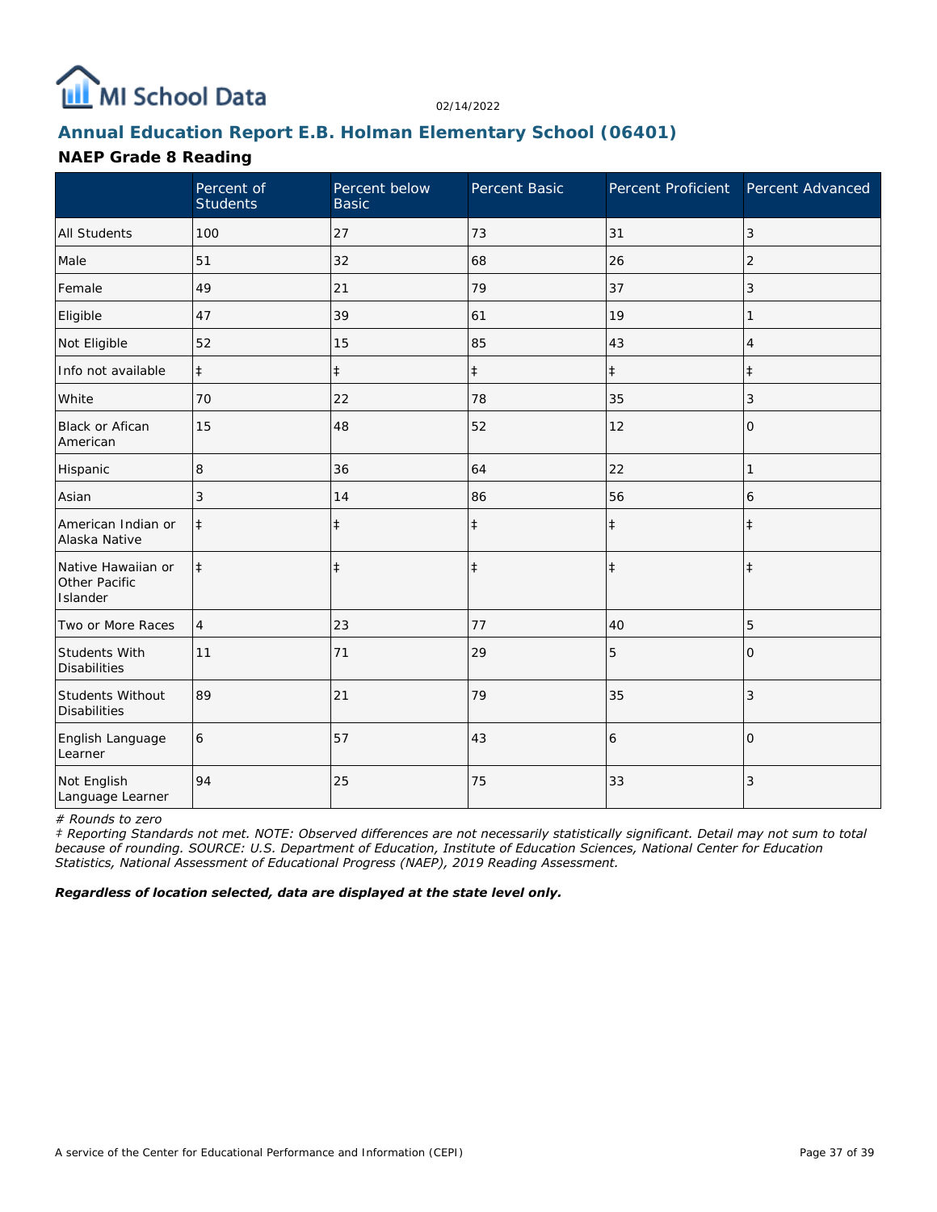# Annual Education Report E.B. Holman Elementary School (06401)

## NAEP Grade 8 Reading

| | Percent of Students | Percent below Basic | Percent Basic | Percent Proficient | Percent Advanced |
|---|---|---|---|---|---|
| All Students | 100 | 27 | 73 | 31 | 3 |
| Male | 51 | 32 | 68 | 26 | 2 |
| Female | 49 | 21 | 79 | 37 | 3 |
| Eligible | 47 | 39 | 61 | 19 | 1 |
| Not Eligible | 52 | 15 | 85 | 43 | 4 |
| Info not available | ‡ | ‡ | ‡ | ‡ | ‡ |
| White | 70 | 22 | 78 | 35 | 3 |
| Black or Afican American | 15 | 48 | 52 | 12 | 0 |
| Hispanic | 8 | 36 | 64 | 22 | 1 |
| Asian | 3 | 14 | 86 | 56 | 6 |
| American Indian or Alaska Native | ‡ | ‡ | ‡ | ‡ | ‡ |
| Native Hawaiian or Other Pacific Islander | ‡ | ‡ | ‡ | ‡ | ‡ |
| Two or More Races | 4 | 23 | 77 | 40 | 5 |
| Students With Disabilities | 11 | 71 | 29 | 5 | 0 |
| Students Without Disabilities | 89 | 21 | 79 | 35 | 3 |
| English Language Learner | 6 | 57 | 43 | 6 | 0 |
| Not English Language Learner | 94 | 25 | 75 | 33 | 3 |

*# Rounds to zero*

*‡ Reporting Standards not met. NOTE: Observed differences are not necessarily statistically significant. Detail may not sum to total because of rounding. SOURCE: U.S. Department of Education, Institute of Education Sciences, National Center for Education Statistics, National Assessment of Educational Progress (NAEP), 2019 Reading Assessment.*

***Regardless of location selected, data are displayed at the state level only.***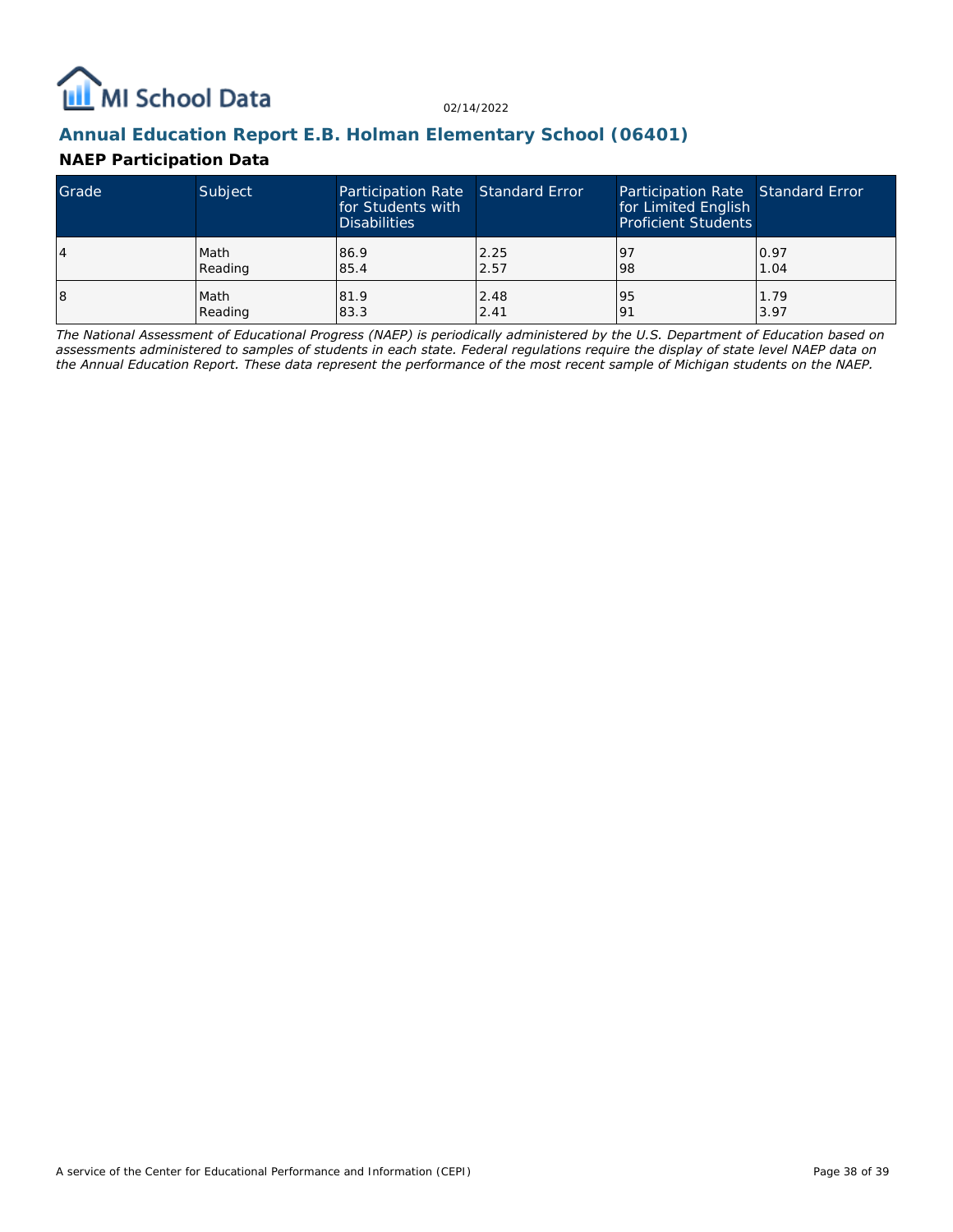## Annual Education Report E.B. Holman Elementary School (06401)

### NAEP Participation Data

| Grade | Subject | Participation Rate for Students with Disabilities | Standard Error | Participation Rate for Limited English Proficient Students | Standard Error |
|---|---|---|---|---|---|
| 4 | Math<br>Reading | 86.9<br>85.4 | 2.25<br>2.57 | 97<br>98 | 0.97<br>1.04 |
| 8 | Math<br>Reading | 81.9<br>83.3 | 2.48<br>2.41 | 95<br>91 | 1.79<br>3.97 |

*The National Assessment of Educational Progress (NAEP) is periodically administered by the U.S. Department of Education based on assessments administered to samples of students in each state. Federal regulations require the display of state level NAEP data on the Annual Education Report. These data represent the performance of the most recent sample of Michigan students on the NAEP.*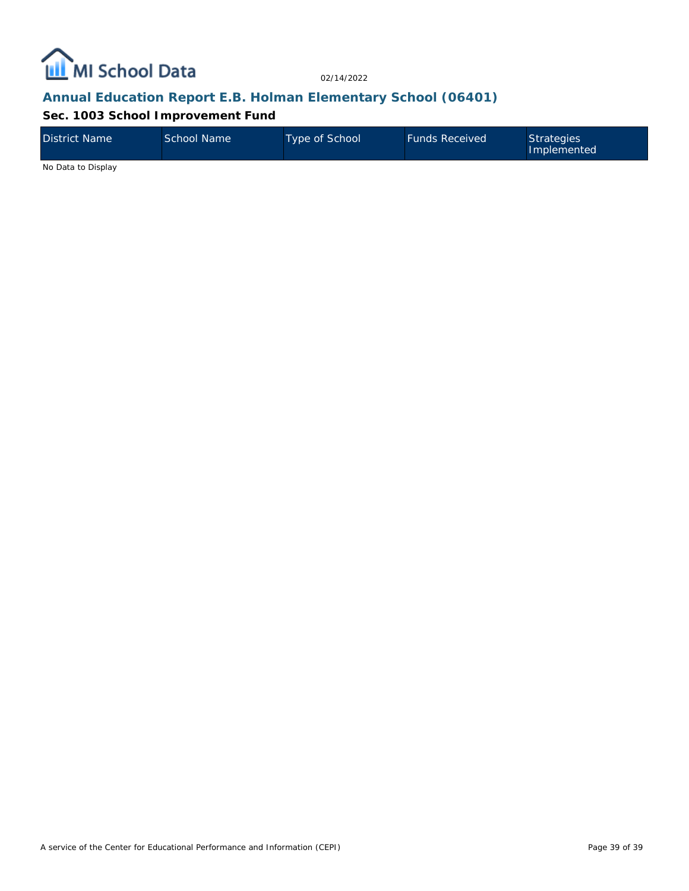## Annual Education Report E.B. Holman Elementary School (06401)

### Sec. 1003 School Improvement Fund

| District Name | School Name | Type of School | Funds Received | Strategies Implemented |
|---|---|---|---|---|

No Data to Display